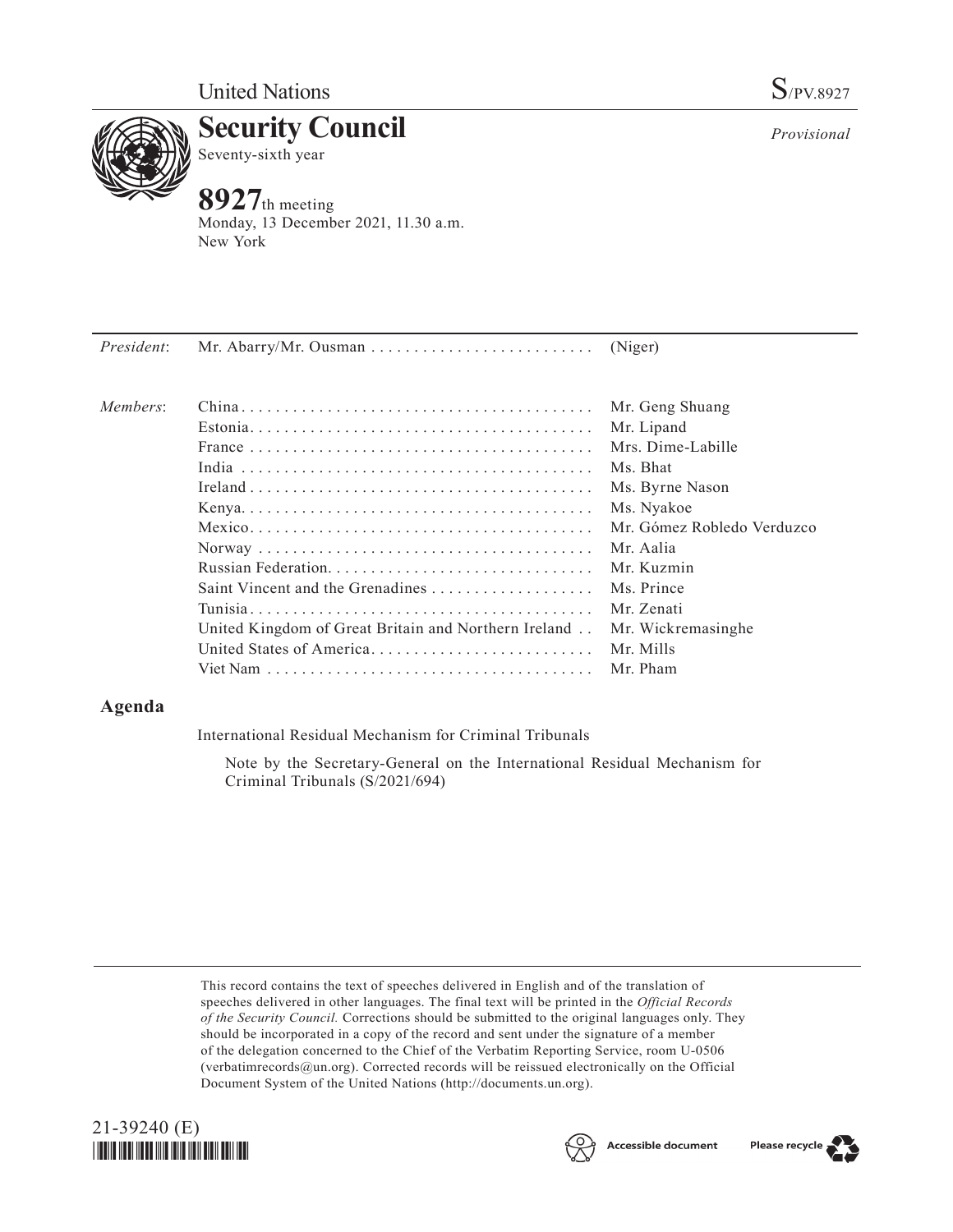United Nations

S/PV.8927

# Security Council

Seventy-sixth year

*Provisional*

## 8927th meeting

Monday, 13 December 2021, 11.30 a.m.
New York

| | | |
|---|---|---|
| *President*: | Mr. Abarry/Mr. Ousman | (Niger) |
| *Members*: | China | Mr. Geng Shuang |
| | Estonia | Mr. Lipand |
| | France | Mrs. Dime-Labille |
| | India | Ms. Bhat |
| | Ireland | Ms. Byrne Nason |
| | Kenya | Ms. Nyakoe |
| | Mexico | Mr. Gómez Robledo Verduzco |
| | Norway | Mr. Aalia |
| | Russian Federation | Mr. Kuzmin |
| | Saint Vincent and the Grenadines | Ms. Prince |
| | Tunisia | Mr. Zenati |
| | United Kingdom of Great Britain and Northern Ireland | Mr. Wickremasinghe |
| | United States of America | Mr. Mills |
| | Viet Nam | Mr. Pham |

## Agenda

International Residual Mechanism for Criminal Tribunals

Note by the Secretary-General on the International Residual Mechanism for Criminal Tribunals (S/2021/694)

This record contains the text of speeches delivered in English and of the translation of speeches delivered in other languages. The final text will be printed in the *Official Records of the Security Council.* Corrections should be submitted to the original languages only. They should be incorporated in a copy of the record and sent under the signature of a member of the delegation concerned to the Chief of the Verbatim Reporting Service, room U-0506 (verbatimrecords@un.org). Corrected records will be reissued electronically on the Official Document System of the United Nations (http://documents.un.org).

21-39240 (E)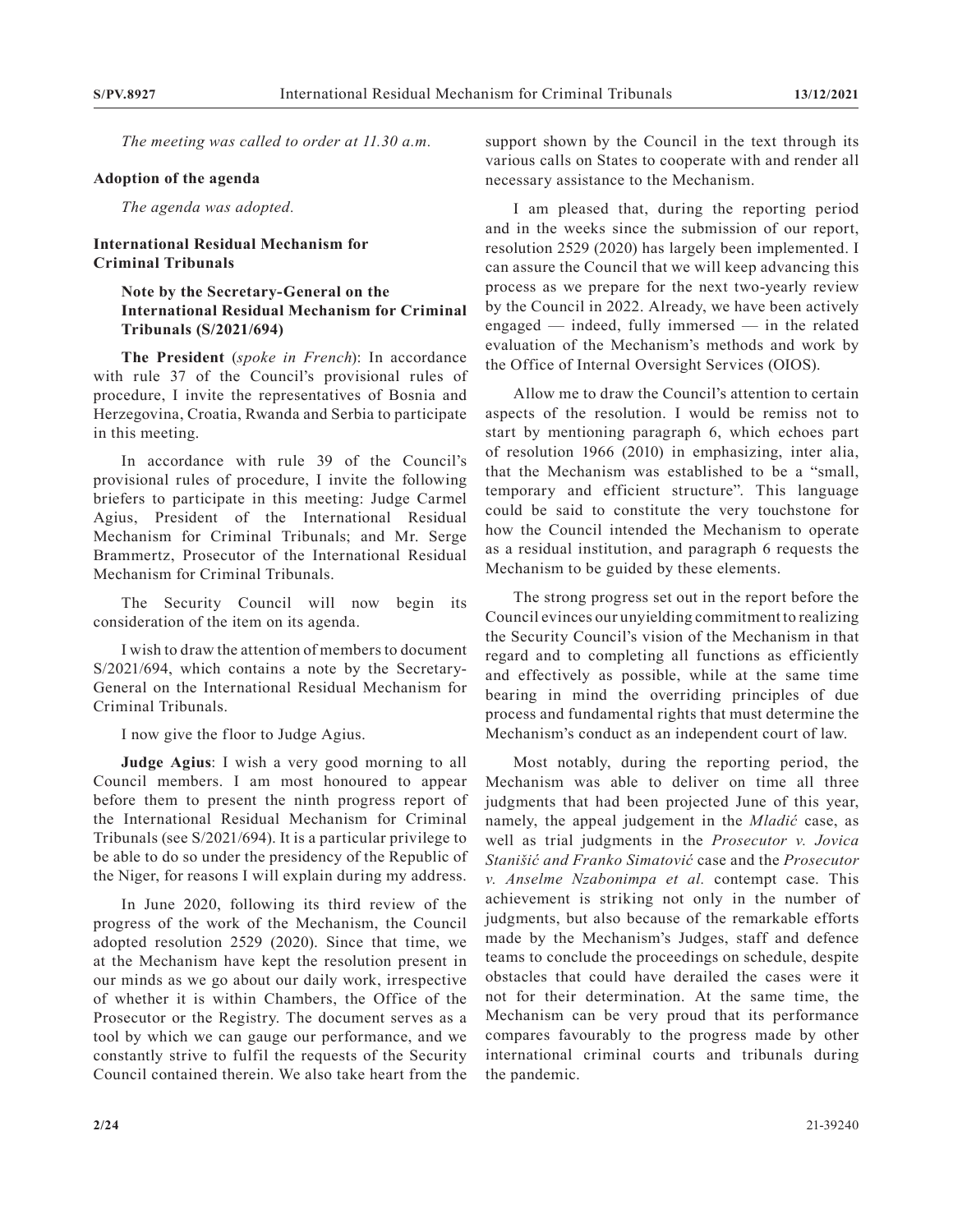*The meeting was called to order at 11.30 a.m.*

**Adoption of the agenda**

*The agenda was adopted.*

**International Residual Mechanism for Criminal Tribunals**

**Note by the Secretary-General on the International Residual Mechanism for Criminal Tribunals (S/2021/694)**

**The President** (*spoke in French*): In accordance with rule 37 of the Council's provisional rules of procedure, I invite the representatives of Bosnia and Herzegovina, Croatia, Rwanda and Serbia to participate in this meeting.

In accordance with rule 39 of the Council's provisional rules of procedure, I invite the following briefers to participate in this meeting: Judge Carmel Agius, President of the International Residual Mechanism for Criminal Tribunals; and Mr. Serge Brammertz, Prosecutor of the International Residual Mechanism for Criminal Tribunals.

The Security Council will now begin its consideration of the item on its agenda.

I wish to draw the attention of members to document S/2021/694, which contains a note by the Secretary-General on the International Residual Mechanism for Criminal Tribunals.

I now give the floor to Judge Agius.

**Judge Agius**: I wish a very good morning to all Council members. I am most honoured to appear before them to present the ninth progress report of the International Residual Mechanism for Criminal Tribunals (see S/2021/694). It is a particular privilege to be able to do so under the presidency of the Republic of the Niger, for reasons I will explain during my address.

In June 2020, following its third review of the progress of the work of the Mechanism, the Council adopted resolution 2529 (2020). Since that time, we at the Mechanism have kept the resolution present in our minds as we go about our daily work, irrespective of whether it is within Chambers, the Office of the Prosecutor or the Registry. The document serves as a tool by which we can gauge our performance, and we constantly strive to fulfil the requests of the Security Council contained therein. We also take heart from the support shown by the Council in the text through its various calls on States to cooperate with and render all necessary assistance to the Mechanism.

I am pleased that, during the reporting period and in the weeks since the submission of our report, resolution 2529 (2020) has largely been implemented. I can assure the Council that we will keep advancing this process as we prepare for the next two-yearly review by the Council in 2022. Already, we have been actively engaged — indeed, fully immersed — in the related evaluation of the Mechanism's methods and work by the Office of Internal Oversight Services (OIOS).

Allow me to draw the Council's attention to certain aspects of the resolution. I would be remiss not to start by mentioning paragraph 6, which echoes part of resolution 1966 (2010) in emphasizing, inter alia, that the Mechanism was established to be a "small, temporary and efficient structure". This language could be said to constitute the very touchstone for how the Council intended the Mechanism to operate as a residual institution, and paragraph 6 requests the Mechanism to be guided by these elements.

The strong progress set out in the report before the Council evinces our unyielding commitment to realizing the Security Council's vision of the Mechanism in that regard and to completing all functions as efficiently and effectively as possible, while at the same time bearing in mind the overriding principles of due process and fundamental rights that must determine the Mechanism's conduct as an independent court of law.

Most notably, during the reporting period, the Mechanism was able to deliver on time all three judgments that had been projected June of this year, namely, the appeal judgement in the *Mladić* case, as well as trial judgments in the *Prosecutor v. Jovica Stanišić and Franko Simatović* case and the *Prosecutor v. Anselme Nzabonimpa et al.* contempt case. This achievement is striking not only in the number of judgments, but also because of the remarkable efforts made by the Mechanism's Judges, staff and defence teams to conclude the proceedings on schedule, despite obstacles that could have derailed the cases were it not for their determination. At the same time, the Mechanism can be very proud that its performance compares favourably to the progress made by other international criminal courts and tribunals during the pandemic.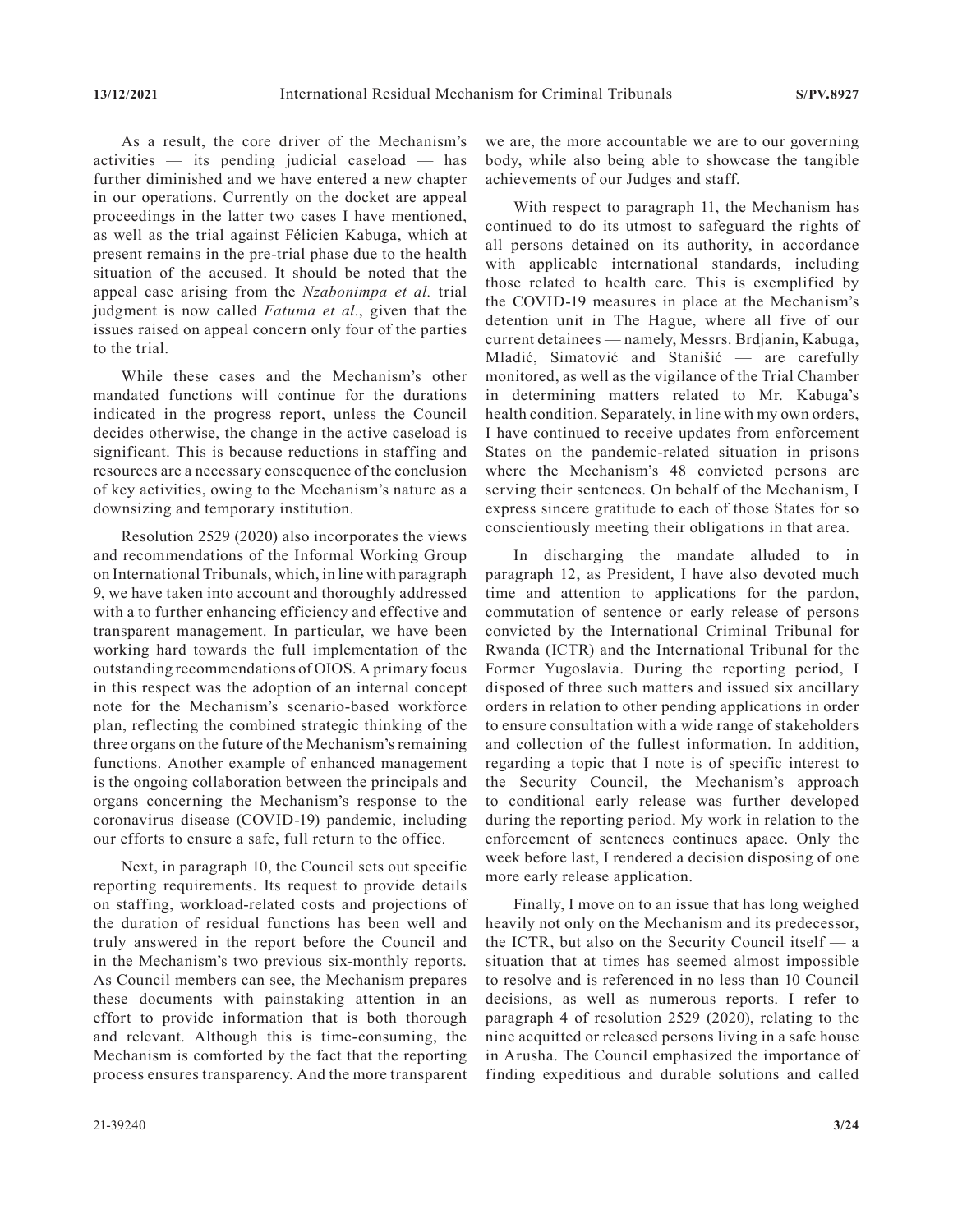As a result, the core driver of the Mechanism's activities — its pending judicial caseload — has further diminished and we have entered a new chapter in our operations. Currently on the docket are appeal proceedings in the latter two cases I have mentioned, as well as the trial against Félicien Kabuga, which at present remains in the pre-trial phase due to the health situation of the accused. It should be noted that the appeal case arising from the *Nzabonimpa et al.* trial judgment is now called *Fatuma et al*., given that the issues raised on appeal concern only four of the parties to the trial.

While these cases and the Mechanism's other mandated functions will continue for the durations indicated in the progress report, unless the Council decides otherwise, the change in the active caseload is significant. This is because reductions in staffing and resources are a necessary consequence of the conclusion of key activities, owing to the Mechanism's nature as a downsizing and temporary institution.

Resolution 2529 (2020) also incorporates the views and recommendations of the Informal Working Group on International Tribunals, which, in line with paragraph 9, we have taken into account and thoroughly addressed with a to further enhancing efficiency and effective and transparent management. In particular, we have been working hard towards the full implementation of the outstanding recommendations of OIOS. A primary focus in this respect was the adoption of an internal concept note for the Mechanism's scenario-based workforce plan, reflecting the combined strategic thinking of the three organs on the future of the Mechanism's remaining functions. Another example of enhanced management is the ongoing collaboration between the principals and organs concerning the Mechanism's response to the coronavirus disease (COVID-19) pandemic, including our efforts to ensure a safe, full return to the office.

Next, in paragraph 10, the Council sets out specific reporting requirements. Its request to provide details on staffing, workload-related costs and projections of the duration of residual functions has been well and truly answered in the report before the Council and in the Mechanism's two previous six-monthly reports. As Council members can see, the Mechanism prepares these documents with painstaking attention in an effort to provide information that is both thorough and relevant. Although this is time-consuming, the Mechanism is comforted by the fact that the reporting process ensures transparency. And the more transparent we are, the more accountable we are to our governing body, while also being able to showcase the tangible achievements of our Judges and staff.

With respect to paragraph 11, the Mechanism has continued to do its utmost to safeguard the rights of all persons detained on its authority, in accordance with applicable international standards, including those related to health care. This is exemplified by the COVID-19 measures in place at the Mechanism's detention unit in The Hague, where all five of our current detainees — namely, Messrs. Brđjanin, Kabuga, Mladić, Simatović and Stanišić — are carefully monitored, as well as the vigilance of the Trial Chamber in determining matters related to Mr. Kabuga's health condition. Separately, in line with my own orders, I have continued to receive updates from enforcement States on the pandemic-related situation in prisons where the Mechanism's 48 convicted persons are serving their sentences. On behalf of the Mechanism, I express sincere gratitude to each of those States for so conscientiously meeting their obligations in that area.

In discharging the mandate alluded to in paragraph 12, as President, I have also devoted much time and attention to applications for the pardon, commutation of sentence or early release of persons convicted by the International Criminal Tribunal for Rwanda (ICTR) and the International Tribunal for the Former Yugoslavia. During the reporting period, I disposed of three such matters and issued six ancillary orders in relation to other pending applications in order to ensure consultation with a wide range of stakeholders and collection of the fullest information. In addition, regarding a topic that I note is of specific interest to the Security Council, the Mechanism's approach to conditional early release was further developed during the reporting period. My work in relation to the enforcement of sentences continues apace. Only the week before last, I rendered a decision disposing of one more early release application.

Finally, I move on to an issue that has long weighed heavily not only on the Mechanism and its predecessor, the ICTR, but also on the Security Council itself — a situation that at times has seemed almost impossible to resolve and is referenced in no less than 10 Council decisions, as well as numerous reports. I refer to paragraph 4 of resolution 2529 (2020), relating to the nine acquitted or released persons living in a safe house in Arusha. The Council emphasized the importance of finding expeditious and durable solutions and called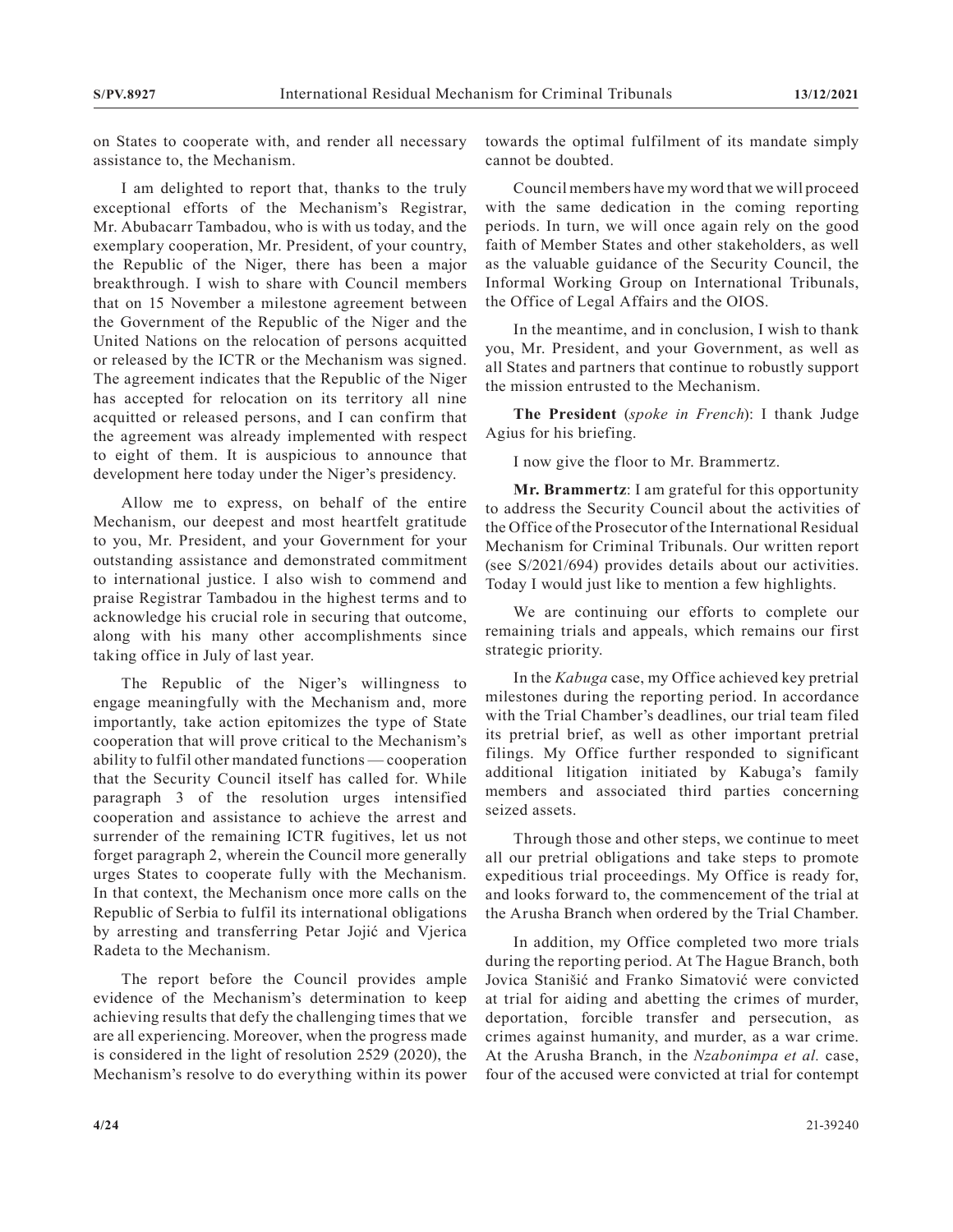on States to cooperate with, and render all necessary assistance to, the Mechanism.

I am delighted to report that, thanks to the truly exceptional efforts of the Mechanism's Registrar, Mr. Abubacarr Tambadou, who is with us today, and the exemplary cooperation, Mr. President, of your country, the Republic of the Niger, there has been a major breakthrough. I wish to share with Council members that on 15 November a milestone agreement between the Government of the Republic of the Niger and the United Nations on the relocation of persons acquitted or released by the ICTR or the Mechanism was signed. The agreement indicates that the Republic of the Niger has accepted for relocation on its territory all nine acquitted or released persons, and I can confirm that the agreement was already implemented with respect to eight of them. It is auspicious to announce that development here today under the Niger's presidency.

Allow me to express, on behalf of the entire Mechanism, our deepest and most heartfelt gratitude to you, Mr. President, and your Government for your outstanding assistance and demonstrated commitment to international justice. I also wish to commend and praise Registrar Tambadou in the highest terms and to acknowledge his crucial role in securing that outcome, along with his many other accomplishments since taking office in July of last year.

The Republic of the Niger's willingness to engage meaningfully with the Mechanism and, more importantly, take action epitomizes the type of State cooperation that will prove critical to the Mechanism's ability to fulfil other mandated functions — cooperation that the Security Council itself has called for. While paragraph 3 of the resolution urges intensified cooperation and assistance to achieve the arrest and surrender of the remaining ICTR fugitives, let us not forget paragraph 2, wherein the Council more generally urges States to cooperate fully with the Mechanism. In that context, the Mechanism once more calls on the Republic of Serbia to fulfil its international obligations by arresting and transferring Petar Jojić and Vjerica Radeta to the Mechanism.

The report before the Council provides ample evidence of the Mechanism's determination to keep achieving results that defy the challenging times that we are all experiencing. Moreover, when the progress made is considered in the light of resolution 2529 (2020), the Mechanism's resolve to do everything within its power towards the optimal fulfilment of its mandate simply cannot be doubted.

Council members have my word that we will proceed with the same dedication in the coming reporting periods. In turn, we will once again rely on the good faith of Member States and other stakeholders, as well as the valuable guidance of the Security Council, the Informal Working Group on International Tribunals, the Office of Legal Affairs and the OIOS.

In the meantime, and in conclusion, I wish to thank you, Mr. President, and your Government, as well as all States and partners that continue to robustly support the mission entrusted to the Mechanism.

**The President** (*spoke in French*): I thank Judge Agius for his briefing.

I now give the floor to Mr. Brammertz.

**Mr. Brammertz**: I am grateful for this opportunity to address the Security Council about the activities of the Office of the Prosecutor of the International Residual Mechanism for Criminal Tribunals. Our written report (see S/2021/694) provides details about our activities. Today I would just like to mention a few highlights.

We are continuing our efforts to complete our remaining trials and appeals, which remains our first strategic priority.

In the *Kabuga* case, my Office achieved key pretrial milestones during the reporting period. In accordance with the Trial Chamber's deadlines, our trial team filed its pretrial brief, as well as other important pretrial filings. My Office further responded to significant additional litigation initiated by Kabuga's family members and associated third parties concerning seized assets.

Through those and other steps, we continue to meet all our pretrial obligations and take steps to promote expeditious trial proceedings. My Office is ready for, and looks forward to, the commencement of the trial at the Arusha Branch when ordered by the Trial Chamber.

In addition, my Office completed two more trials during the reporting period. At The Hague Branch, both Jovica Stanišić and Franko Simatović were convicted at trial for aiding and abetting the crimes of murder, deportation, forcible transfer and persecution, as crimes against humanity, and murder, as a war crime. At the Arusha Branch, in the *Nzabonimpa et al.* case, four of the accused were convicted at trial for contempt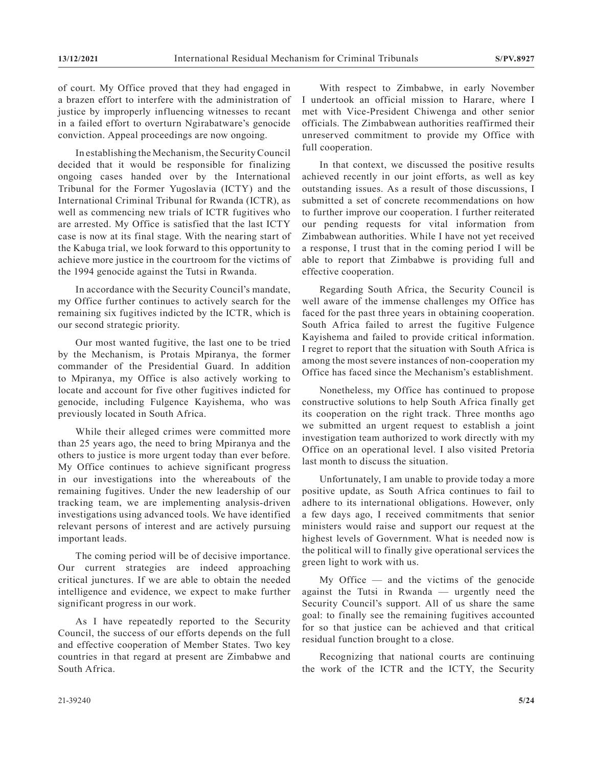of court. My Office proved that they had engaged in a brazen effort to interfere with the administration of justice by improperly influencing witnesses to recant in a failed effort to overturn Ngirabatware's genocide conviction. Appeal proceedings are now ongoing.

In establishing the Mechanism, the Security Council decided that it would be responsible for finalizing ongoing cases handed over by the International Tribunal for the Former Yugoslavia (ICTY) and the International Criminal Tribunal for Rwanda (ICTR), as well as commencing new trials of ICTR fugitives who are arrested. My Office is satisfied that the last ICTY case is now at its final stage. With the nearing start of the Kabuga trial, we look forward to this opportunity to achieve more justice in the courtroom for the victims of the 1994 genocide against the Tutsi in Rwanda.

In accordance with the Security Council's mandate, my Office further continues to actively search for the remaining six fugitives indicted by the ICTR, which is our second strategic priority.

Our most wanted fugitive, the last one to be tried by the Mechanism, is Protais Mpiranya, the former commander of the Presidential Guard. In addition to Mpiranya, my Office is also actively working to locate and account for five other fugitives indicted for genocide, including Fulgence Kayishema, who was previously located in South Africa.

While their alleged crimes were committed more than 25 years ago, the need to bring Mpiranya and the others to justice is more urgent today than ever before. My Office continues to achieve significant progress in our investigations into the whereabouts of the remaining fugitives. Under the new leadership of our tracking team, we are implementing analysis-driven investigations using advanced tools. We have identified relevant persons of interest and are actively pursuing important leads.

The coming period will be of decisive importance. Our current strategies are indeed approaching critical junctures. If we are able to obtain the needed intelligence and evidence, we expect to make further significant progress in our work.

As I have repeatedly reported to the Security Council, the success of our efforts depends on the full and effective cooperation of Member States. Two key countries in that regard at present are Zimbabwe and South Africa.

With respect to Zimbabwe, in early November I undertook an official mission to Harare, where I met with Vice-President Chiwenga and other senior officials. The Zimbabwean authorities reaffirmed their unreserved commitment to provide my Office with full cooperation.

In that context, we discussed the positive results achieved recently in our joint efforts, as well as key outstanding issues. As a result of those discussions, I submitted a set of concrete recommendations on how to further improve our cooperation. I further reiterated our pending requests for vital information from Zimbabwean authorities. While I have not yet received a response, I trust that in the coming period I will be able to report that Zimbabwe is providing full and effective cooperation.

Regarding South Africa, the Security Council is well aware of the immense challenges my Office has faced for the past three years in obtaining cooperation. South Africa failed to arrest the fugitive Fulgence Kayishema and failed to provide critical information. I regret to report that the situation with South Africa is among the most severe instances of non-cooperation my Office has faced since the Mechanism's establishment.

Nonetheless, my Office has continued to propose constructive solutions to help South Africa finally get its cooperation on the right track. Three months ago we submitted an urgent request to establish a joint investigation team authorized to work directly with my Office on an operational level. I also visited Pretoria last month to discuss the situation.

Unfortunately, I am unable to provide today a more positive update, as South Africa continues to fail to adhere to its international obligations. However, only a few days ago, I received commitments that senior ministers would raise and support our request at the highest levels of Government. What is needed now is the political will to finally give operational services the green light to work with us.

My Office — and the victims of the genocide against the Tutsi in Rwanda — urgently need the Security Council's support. All of us share the same goal: to finally see the remaining fugitives accounted for so that justice can be achieved and that critical residual function brought to a close.

Recognizing that national courts are continuing the work of the ICTR and the ICTY, the Security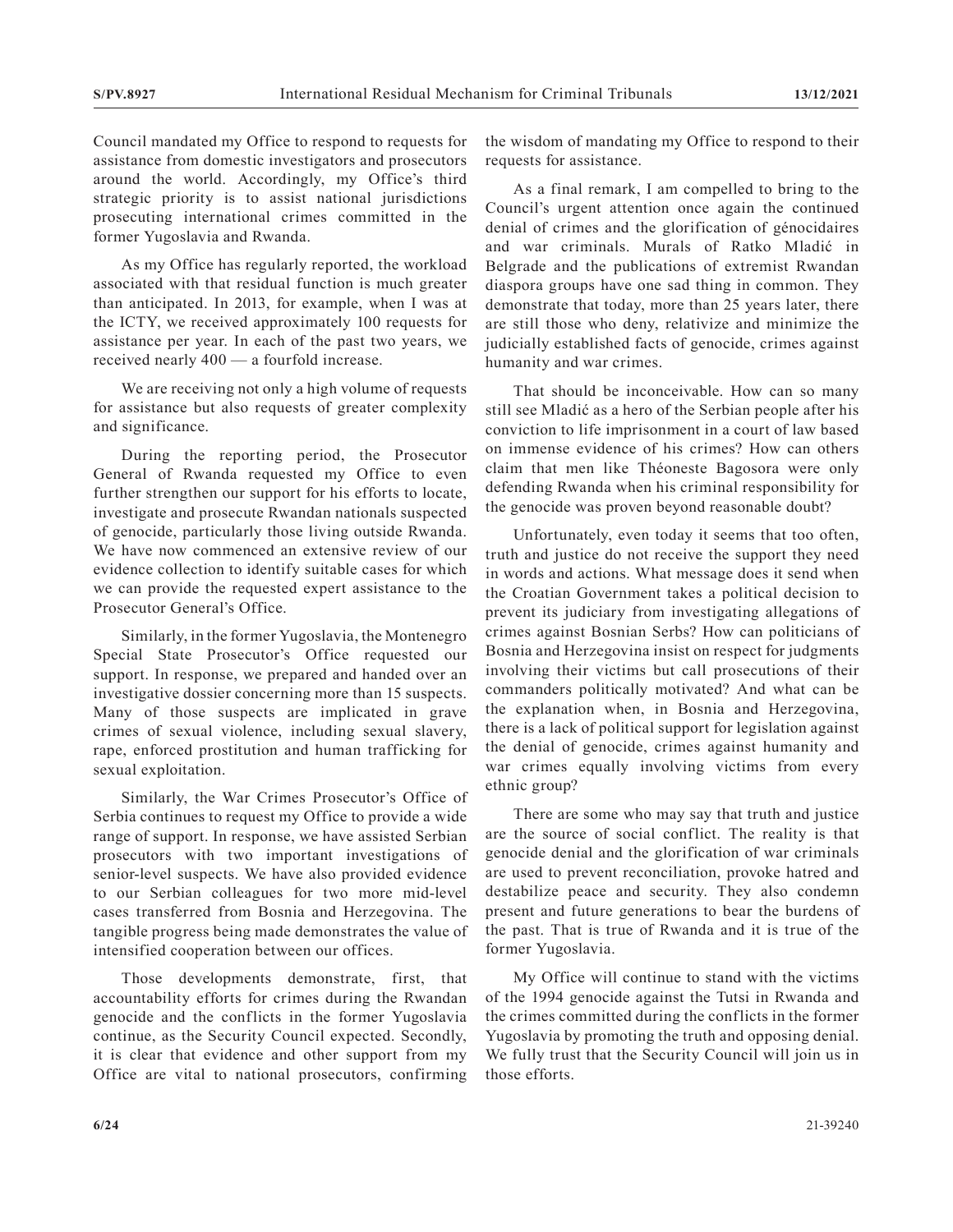Council mandated my Office to respond to requests for assistance from domestic investigators and prosecutors around the world. Accordingly, my Office's third strategic priority is to assist national jurisdictions prosecuting international crimes committed in the former Yugoslavia and Rwanda.

As my Office has regularly reported, the workload associated with that residual function is much greater than anticipated. In 2013, for example, when I was at the ICTY, we received approximately 100 requests for assistance per year. In each of the past two years, we received nearly 400 — a fourfold increase.

We are receiving not only a high volume of requests for assistance but also requests of greater complexity and significance.

During the reporting period, the Prosecutor General of Rwanda requested my Office to even further strengthen our support for his efforts to locate, investigate and prosecute Rwandan nationals suspected of genocide, particularly those living outside Rwanda. We have now commenced an extensive review of our evidence collection to identify suitable cases for which we can provide the requested expert assistance to the Prosecutor General's Office.

Similarly, in the former Yugoslavia, the Montenegro Special State Prosecutor's Office requested our support. In response, we prepared and handed over an investigative dossier concerning more than 15 suspects. Many of those suspects are implicated in grave crimes of sexual violence, including sexual slavery, rape, enforced prostitution and human trafficking for sexual exploitation.

Similarly, the War Crimes Prosecutor's Office of Serbia continues to request my Office to provide a wide range of support. In response, we have assisted Serbian prosecutors with two important investigations of senior-level suspects. We have also provided evidence to our Serbian colleagues for two more mid-level cases transferred from Bosnia and Herzegovina. The tangible progress being made demonstrates the value of intensified cooperation between our offices.

Those developments demonstrate, first, that accountability efforts for crimes during the Rwandan genocide and the conflicts in the former Yugoslavia continue, as the Security Council expected. Secondly, it is clear that evidence and other support from my Office are vital to national prosecutors, confirming the wisdom of mandating my Office to respond to their requests for assistance.

As a final remark, I am compelled to bring to the Council's urgent attention once again the continued denial of crimes and the glorification of génocidaires and war criminals. Murals of Ratko Mladić in Belgrade and the publications of extremist Rwandan diaspora groups have one sad thing in common. They demonstrate that today, more than 25 years later, there are still those who deny, relativize and minimize the judicially established facts of genocide, crimes against humanity and war crimes.

That should be inconceivable. How can so many still see Mladić as a hero of the Serbian people after his conviction to life imprisonment in a court of law based on immense evidence of his crimes? How can others claim that men like Théoneste Bagosora were only defending Rwanda when his criminal responsibility for the genocide was proven beyond reasonable doubt?

Unfortunately, even today it seems that too often, truth and justice do not receive the support they need in words and actions. What message does it send when the Croatian Government takes a political decision to prevent its judiciary from investigating allegations of crimes against Bosnian Serbs? How can politicians of Bosnia and Herzegovina insist on respect for judgments involving their victims but call prosecutions of their commanders politically motivated? And what can be the explanation when, in Bosnia and Herzegovina, there is a lack of political support for legislation against the denial of genocide, crimes against humanity and war crimes equally involving victims from every ethnic group?

There are some who may say that truth and justice are the source of social conflict. The reality is that genocide denial and the glorification of war criminals are used to prevent reconciliation, provoke hatred and destabilize peace and security. They also condemn present and future generations to bear the burdens of the past. That is true of Rwanda and it is true of the former Yugoslavia.

My Office will continue to stand with the victims of the 1994 genocide against the Tutsi in Rwanda and the crimes committed during the conflicts in the former Yugoslavia by promoting the truth and opposing denial. We fully trust that the Security Council will join us in those efforts.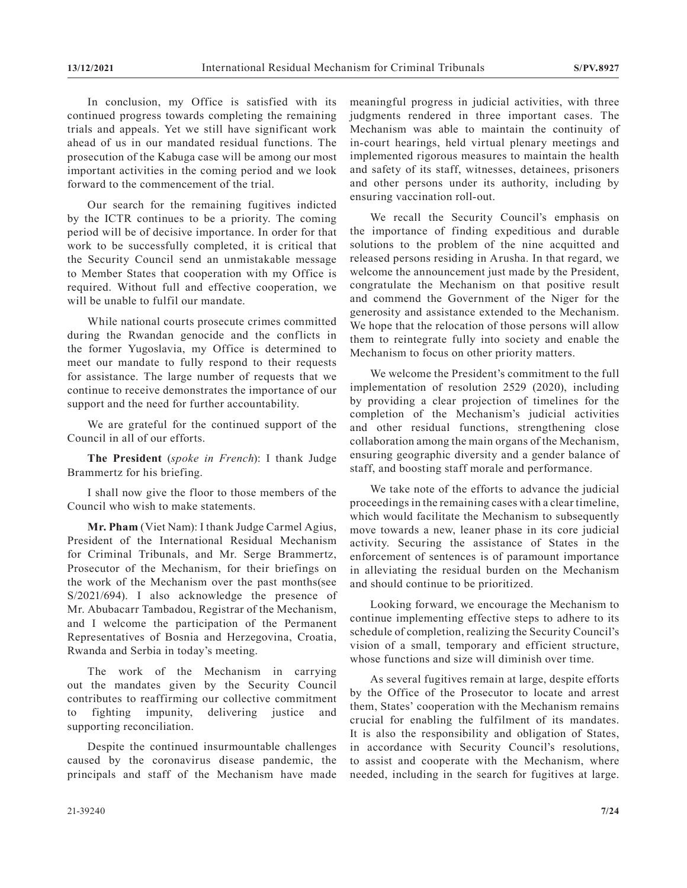In conclusion, my Office is satisfied with its continued progress towards completing the remaining trials and appeals. Yet we still have significant work ahead of us in our mandated residual functions. The prosecution of the Kabuga case will be among our most important activities in the coming period and we look forward to the commencement of the trial.

Our search for the remaining fugitives indicted by the ICTR continues to be a priority. The coming period will be of decisive importance. In order for that work to be successfully completed, it is critical that the Security Council send an unmistakable message to Member States that cooperation with my Office is required. Without full and effective cooperation, we will be unable to fulfil our mandate.

While national courts prosecute crimes committed during the Rwandan genocide and the conflicts in the former Yugoslavia, my Office is determined to meet our mandate to fully respond to their requests for assistance. The large number of requests that we continue to receive demonstrates the importance of our support and the need for further accountability.

We are grateful for the continued support of the Council in all of our efforts.

**The President** (*spoke in French*): I thank Judge Brammertz for his briefing.

I shall now give the floor to those members of the Council who wish to make statements.

**Mr. Pham** (Viet Nam): I thank Judge Carmel Agius, President of the International Residual Mechanism for Criminal Tribunals, and Mr. Serge Brammertz, Prosecutor of the Mechanism, for their briefings on the work of the Mechanism over the past months(see S/2021/694). I also acknowledge the presence of Mr. Abubacarr Tambadou, Registrar of the Mechanism, and I welcome the participation of the Permanent Representatives of Bosnia and Herzegovina, Croatia, Rwanda and Serbia in today's meeting.

The work of the Mechanism in carrying out the mandates given by the Security Council contributes to reaffirming our collective commitment to fighting impunity, delivering justice and supporting reconciliation.

Despite the continued insurmountable challenges caused by the coronavirus disease pandemic, the principals and staff of the Mechanism have made meaningful progress in judicial activities, with three judgments rendered in three important cases. The Mechanism was able to maintain the continuity of in-court hearings, held virtual plenary meetings and implemented rigorous measures to maintain the health and safety of its staff, witnesses, detainees, prisoners and other persons under its authority, including by ensuring vaccination roll-out.

We recall the Security Council's emphasis on the importance of finding expeditious and durable solutions to the problem of the nine acquitted and released persons residing in Arusha. In that regard, we welcome the announcement just made by the President, congratulate the Mechanism on that positive result and commend the Government of the Niger for the generosity and assistance extended to the Mechanism. We hope that the relocation of those persons will allow them to reintegrate fully into society and enable the Mechanism to focus on other priority matters.

We welcome the President's commitment to the full implementation of resolution 2529 (2020), including by providing a clear projection of timelines for the completion of the Mechanism's judicial activities and other residual functions, strengthening close collaboration among the main organs of the Mechanism, ensuring geographic diversity and a gender balance of staff, and boosting staff morale and performance.

We take note of the efforts to advance the judicial proceedings in the remaining cases with a clear timeline, which would facilitate the Mechanism to subsequently move towards a new, leaner phase in its core judicial activity. Securing the assistance of States in the enforcement of sentences is of paramount importance in alleviating the residual burden on the Mechanism and should continue to be prioritized.

Looking forward, we encourage the Mechanism to continue implementing effective steps to adhere to its schedule of completion, realizing the Security Council's vision of a small, temporary and efficient structure, whose functions and size will diminish over time.

As several fugitives remain at large, despite efforts by the Office of the Prosecutor to locate and arrest them, States' cooperation with the Mechanism remains crucial for enabling the fulfilment of its mandates. It is also the responsibility and obligation of States, in accordance with Security Council's resolutions, to assist and cooperate with the Mechanism, where needed, including in the search for fugitives at large.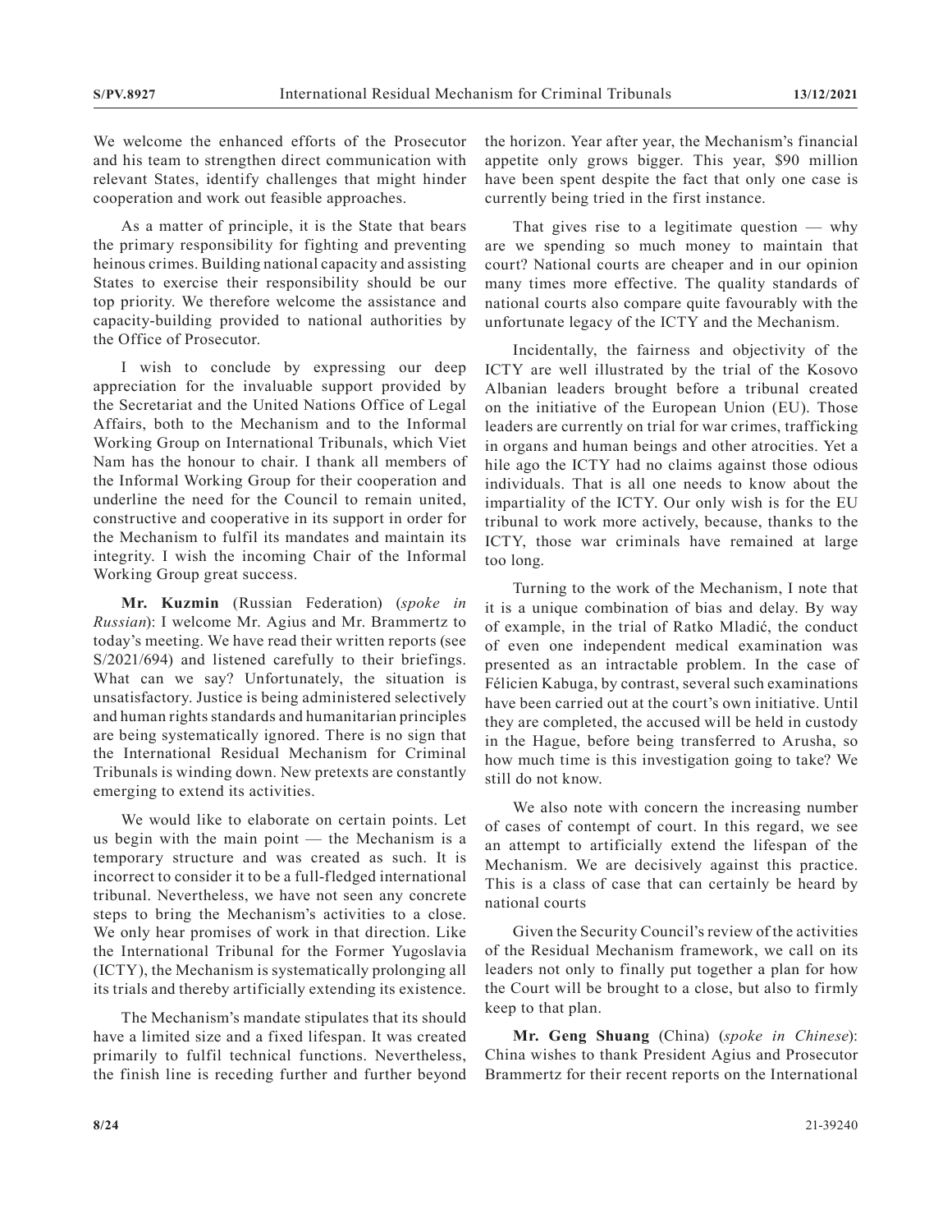We welcome the enhanced efforts of the Prosecutor and his team to strengthen direct communication with relevant States, identify challenges that might hinder cooperation and work out feasible approaches.

As a matter of principle, it is the State that bears the primary responsibility for fighting and preventing heinous crimes. Building national capacity and assisting States to exercise their responsibility should be our top priority. We therefore welcome the assistance and capacity-building provided to national authorities by the Office of Prosecutor.

I wish to conclude by expressing our deep appreciation for the invaluable support provided by the Secretariat and the United Nations Office of Legal Affairs, both to the Mechanism and to the Informal Working Group on International Tribunals, which Viet Nam has the honour to chair. I thank all members of the Informal Working Group for their cooperation and underline the need for the Council to remain united, constructive and cooperative in its support in order for the Mechanism to fulfil its mandates and maintain its integrity. I wish the incoming Chair of the Informal Working Group great success.

**Mr. Kuzmin** (Russian Federation) (*spoke in Russian*): I welcome Mr. Agius and Mr. Brammertz to today's meeting. We have read their written reports (see S/2021/694) and listened carefully to their briefings. What can we say? Unfortunately, the situation is unsatisfactory. Justice is being administered selectively and human rights standards and humanitarian principles are being systematically ignored. There is no sign that the International Residual Mechanism for Criminal Tribunals is winding down. New pretexts are constantly emerging to extend its activities.

We would like to elaborate on certain points. Let us begin with the main point — the Mechanism is a temporary structure and was created as such. It is incorrect to consider it to be a full-fledged international tribunal. Nevertheless, we have not seen any concrete steps to bring the Mechanism's activities to a close. We only hear promises of work in that direction. Like the International Tribunal for the Former Yugoslavia (ICTY), the Mechanism is systematically prolonging all its trials and thereby artificially extending its existence.

The Mechanism's mandate stipulates that its should have a limited size and a fixed lifespan. It was created primarily to fulfil technical functions. Nevertheless, the finish line is receding further and further beyond the horizon. Year after year, the Mechanism's financial appetite only grows bigger. This year, $90 million have been spent despite the fact that only one case is currently being tried in the first instance.

That gives rise to a legitimate question — why are we spending so much money to maintain that court? National courts are cheaper and in our opinion many times more effective. The quality standards of national courts also compare quite favourably with the unfortunate legacy of the ICTY and the Mechanism.

Incidentally, the fairness and objectivity of the ICTY are well illustrated by the trial of the Kosovo Albanian leaders brought before a tribunal created on the initiative of the European Union (EU). Those leaders are currently on trial for war crimes, trafficking in organs and human beings and other atrocities. Yet a hile ago the ICTY had no claims against those odious individuals. That is all one needs to know about the impartiality of the ICTY. Our only wish is for the EU tribunal to work more actively, because, thanks to the ICTY, those war criminals have remained at large too long.

Turning to the work of the Mechanism, I note that it is a unique combination of bias and delay. By way of example, in the trial of Ratko Mladić, the conduct of even one independent medical examination was presented as an intractable problem. In the case of Félicien Kabuga, by contrast, several such examinations have been carried out at the court's own initiative. Until they are completed, the accused will be held in custody in the Hague, before being transferred to Arusha, so how much time is this investigation going to take? We still do not know.

We also note with concern the increasing number of cases of contempt of court. In this regard, we see an attempt to artificially extend the lifespan of the Mechanism. We are decisively against this practice. This is a class of case that can certainly be heard by national courts

Given the Security Council's review of the activities of the Residual Mechanism framework, we call on its leaders not only to finally put together a plan for how the Court will be brought to a close, but also to firmly keep to that plan.

**Mr. Geng Shuang** (China) (*spoke in Chinese*): China wishes to thank President Agius and Prosecutor Brammertz for their recent reports on the International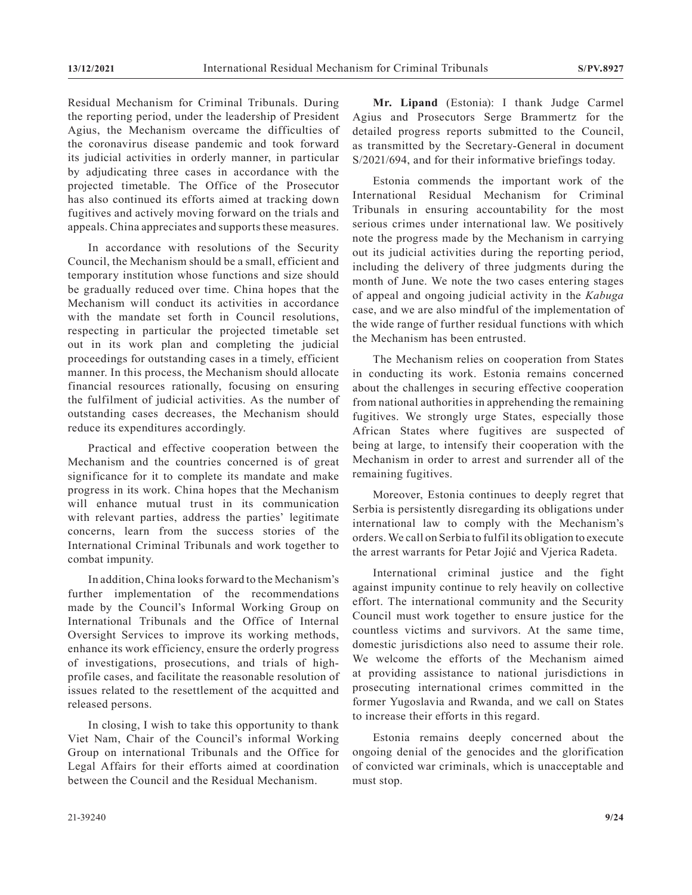Residual Mechanism for Criminal Tribunals. During the reporting period, under the leadership of President Agius, the Mechanism overcame the difficulties of the coronavirus disease pandemic and took forward its judicial activities in orderly manner, in particular by adjudicating three cases in accordance with the projected timetable. The Office of the Prosecutor has also continued its efforts aimed at tracking down fugitives and actively moving forward on the trials and appeals. China appreciates and supports these measures.

In accordance with resolutions of the Security Council, the Mechanism should be a small, efficient and temporary institution whose functions and size should be gradually reduced over time. China hopes that the Mechanism will conduct its activities in accordance with the mandate set forth in Council resolutions, respecting in particular the projected timetable set out in its work plan and completing the judicial proceedings for outstanding cases in a timely, efficient manner. In this process, the Mechanism should allocate financial resources rationally, focusing on ensuring the fulfilment of judicial activities. As the number of outstanding cases decreases, the Mechanism should reduce its expenditures accordingly.

Practical and effective cooperation between the Mechanism and the countries concerned is of great significance for it to complete its mandate and make progress in its work. China hopes that the Mechanism will enhance mutual trust in its communication with relevant parties, address the parties' legitimate concerns, learn from the success stories of the International Criminal Tribunals and work together to combat impunity.

In addition, China looks forward to the Mechanism's further implementation of the recommendations made by the Council's Informal Working Group on International Tribunals and the Office of Internal Oversight Services to improve its working methods, enhance its work efficiency, ensure the orderly progress of investigations, prosecutions, and trials of high-profile cases, and facilitate the reasonable resolution of issues related to the resettlement of the acquitted and released persons.

In closing, I wish to take this opportunity to thank Viet Nam, Chair of the Council's informal Working Group on international Tribunals and the Office for Legal Affairs for their efforts aimed at coordination between the Council and the Residual Mechanism.

**Mr. Lipand** (Estonia): I thank Judge Carmel Agius and Prosecutors Serge Brammertz for the detailed progress reports submitted to the Council, as transmitted by the Secretary-General in document S/2021/694, and for their informative briefings today.

Estonia commends the important work of the International Residual Mechanism for Criminal Tribunals in ensuring accountability for the most serious crimes under international law. We positively note the progress made by the Mechanism in carrying out its judicial activities during the reporting period, including the delivery of three judgments during the month of June. We note the two cases entering stages of appeal and ongoing judicial activity in the *Kabuga* case, and we are also mindful of the implementation of the wide range of further residual functions with which the Mechanism has been entrusted.

The Mechanism relies on cooperation from States in conducting its work. Estonia remains concerned about the challenges in securing effective cooperation from national authorities in apprehending the remaining fugitives. We strongly urge States, especially those African States where fugitives are suspected of being at large, to intensify their cooperation with the Mechanism in order to arrest and surrender all of the remaining fugitives.

Moreover, Estonia continues to deeply regret that Serbia is persistently disregarding its obligations under international law to comply with the Mechanism's orders. We call on Serbia to fulfil its obligation to execute the arrest warrants for Petar Jojić and Vjerica Radeta.

International criminal justice and the fight against impunity continue to rely heavily on collective effort. The international community and the Security Council must work together to ensure justice for the countless victims and survivors. At the same time, domestic jurisdictions also need to assume their role. We welcome the efforts of the Mechanism aimed at providing assistance to national jurisdictions in prosecuting international crimes committed in the former Yugoslavia and Rwanda, and we call on States to increase their efforts in this regard.

Estonia remains deeply concerned about the ongoing denial of the genocides and the glorification of convicted war criminals, which is unacceptable and must stop.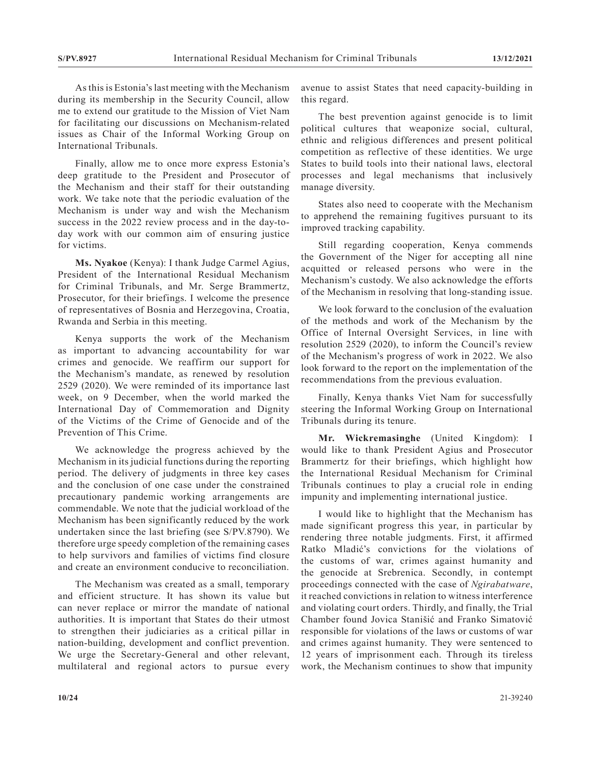As this is Estonia's last meeting with the Mechanism during its membership in the Security Council, allow me to extend our gratitude to the Mission of Viet Nam for facilitating our discussions on Mechanism-related issues as Chair of the Informal Working Group on International Tribunals.

Finally, allow me to once more express Estonia's deep gratitude to the President and Prosecutor of the Mechanism and their staff for their outstanding work. We take note that the periodic evaluation of the Mechanism is under way and wish the Mechanism success in the 2022 review process and in the day-to-day work with our common aim of ensuring justice for victims.

**Ms. Nyakoe** (Kenya): I thank Judge Carmel Agius, President of the International Residual Mechanism for Criminal Tribunals, and Mr. Serge Brammertz, Prosecutor, for their briefings. I welcome the presence of representatives of Bosnia and Herzegovina, Croatia, Rwanda and Serbia in this meeting.

Kenya supports the work of the Mechanism as important to advancing accountability for war crimes and genocide. We reaffirm our support for the Mechanism's mandate, as renewed by resolution 2529 (2020). We were reminded of its importance last week, on 9 December, when the world marked the International Day of Commemoration and Dignity of the Victims of the Crime of Genocide and of the Prevention of This Crime.

We acknowledge the progress achieved by the Mechanism in its judicial functions during the reporting period. The delivery of judgments in three key cases and the conclusion of one case under the constrained precautionary pandemic working arrangements are commendable. We note that the judicial workload of the Mechanism has been significantly reduced by the work undertaken since the last briefing (see S/PV.8790). We therefore urge speedy completion of the remaining cases to help survivors and families of victims find closure and create an environment conducive to reconciliation.

The Mechanism was created as a small, temporary and efficient structure. It has shown its value but can never replace or mirror the mandate of national authorities. It is important that States do their utmost to strengthen their judiciaries as a critical pillar in nation-building, development and conflict prevention. We urge the Secretary-General and other relevant, multilateral and regional actors to pursue every avenue to assist States that need capacity-building in this regard.

The best prevention against genocide is to limit political cultures that weaponize social, cultural, ethnic and religious differences and present political competition as reflective of these identities. We urge States to build tools into their national laws, electoral processes and legal mechanisms that inclusively manage diversity.

States also need to cooperate with the Mechanism to apprehend the remaining fugitives pursuant to its improved tracking capability.

Still regarding cooperation, Kenya commends the Government of the Niger for accepting all nine acquitted or released persons who were in the Mechanism's custody. We also acknowledge the efforts of the Mechanism in resolving that long-standing issue.

We look forward to the conclusion of the evaluation of the methods and work of the Mechanism by the Office of Internal Oversight Services, in line with resolution 2529 (2020), to inform the Council's review of the Mechanism's progress of work in 2022. We also look forward to the report on the implementation of the recommendations from the previous evaluation.

Finally, Kenya thanks Viet Nam for successfully steering the Informal Working Group on International Tribunals during its tenure.

**Mr. Wickremasinghe** (United Kingdom): I would like to thank President Agius and Prosecutor Brammertz for their briefings, which highlight how the International Residual Mechanism for Criminal Tribunals continues to play a crucial role in ending impunity and implementing international justice.

I would like to highlight that the Mechanism has made significant progress this year, in particular by rendering three notable judgments. First, it affirmed Ratko Mladić's convictions for the violations of the customs of war, crimes against humanity and the genocide at Srebrenica. Secondly, in contempt proceedings connected with the case of *Ngirabatware*, it reached convictions in relation to witness interference and violating court orders. Thirdly, and finally, the Trial Chamber found Jovica Stanišić and Franko Simatović responsible for violations of the laws or customs of war and crimes against humanity. They were sentenced to 12 years of imprisonment each. Through its tireless work, the Mechanism continues to show that impunity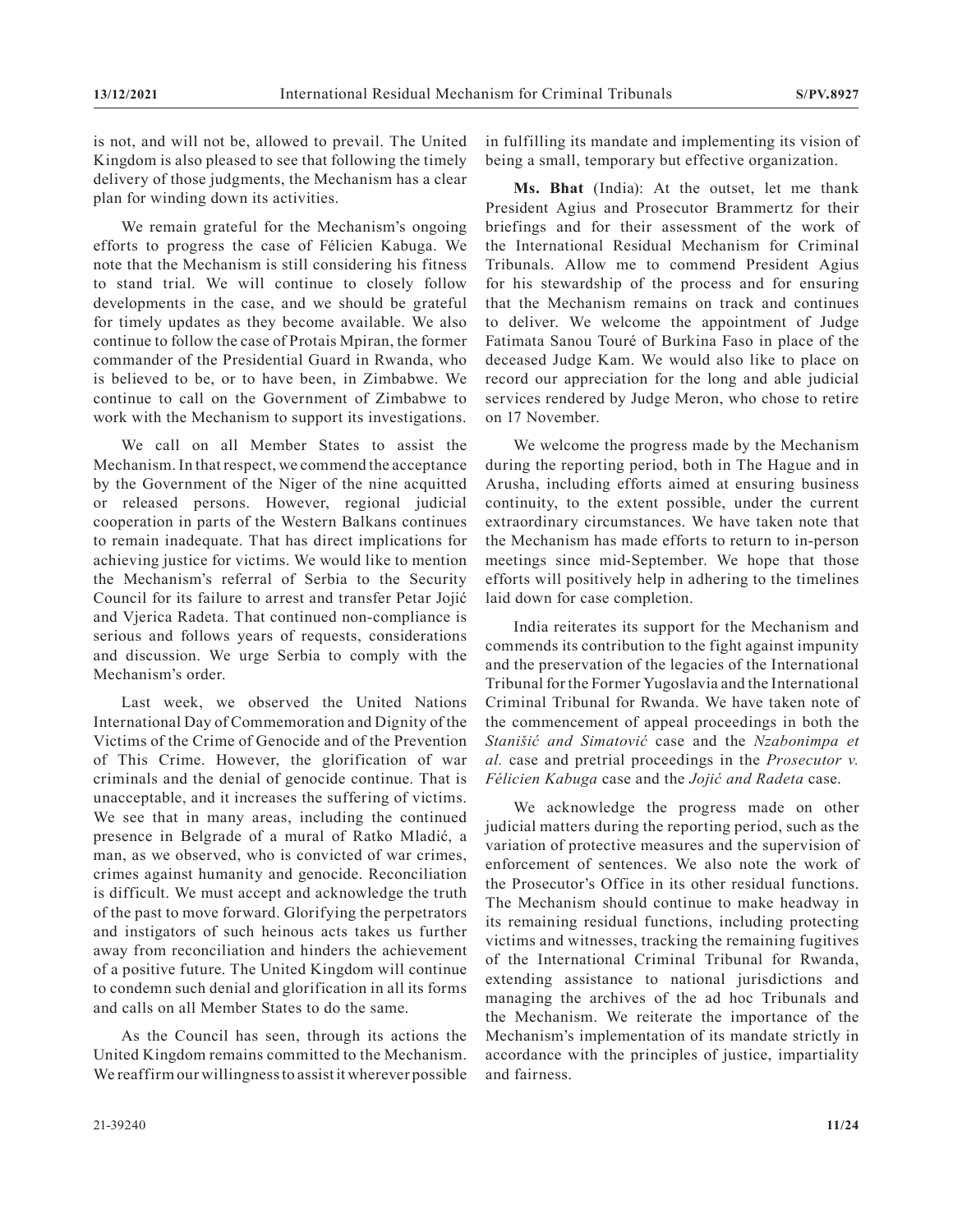is not, and will not be, allowed to prevail. The United Kingdom is also pleased to see that following the timely delivery of those judgments, the Mechanism has a clear plan for winding down its activities.

We remain grateful for the Mechanism's ongoing efforts to progress the case of Félicien Kabuga. We note that the Mechanism is still considering his fitness to stand trial. We will continue to closely follow developments in the case, and we should be grateful for timely updates as they become available. We also continue to follow the case of Protais Mpiran, the former commander of the Presidential Guard in Rwanda, who is believed to be, or to have been, in Zimbabwe. We continue to call on the Government of Zimbabwe to work with the Mechanism to support its investigations.

We call on all Member States to assist the Mechanism. In that respect, we commend the acceptance by the Government of the Niger of the nine acquitted or released persons. However, regional judicial cooperation in parts of the Western Balkans continues to remain inadequate. That has direct implications for achieving justice for victims. We would like to mention the Mechanism's referral of Serbia to the Security Council for its failure to arrest and transfer Petar Jojić and Vjerica Radeta. That continued non-compliance is serious and follows years of requests, considerations and discussion. We urge Serbia to comply with the Mechanism's order.

Last week, we observed the United Nations International Day of Commemoration and Dignity of the Victims of the Crime of Genocide and of the Prevention of This Crime. However, the glorification of war criminals and the denial of genocide continue. That is unacceptable, and it increases the suffering of victims. We see that in many areas, including the continued presence in Belgrade of a mural of Ratko Mladić, a man, as we observed, who is convicted of war crimes, crimes against humanity and genocide. Reconciliation is difficult. We must accept and acknowledge the truth of the past to move forward. Glorifying the perpetrators and instigators of such heinous acts takes us further away from reconciliation and hinders the achievement of a positive future. The United Kingdom will continue to condemn such denial and glorification in all its forms and calls on all Member States to do the same.

As the Council has seen, through its actions the United Kingdom remains committed to the Mechanism. We reaffirm our willingness to assist it wherever possible in fulfilling its mandate and implementing its vision of being a small, temporary but effective organization.

**Ms. Bhat** (India): At the outset, let me thank President Agius and Prosecutor Brammertz for their briefings and for their assessment of the work of the International Residual Mechanism for Criminal Tribunals. Allow me to commend President Agius for his stewardship of the process and for ensuring that the Mechanism remains on track and continues to deliver. We welcome the appointment of Judge Fatimata Sanou Touré of Burkina Faso in place of the deceased Judge Kam. We would also like to place on record our appreciation for the long and able judicial services rendered by Judge Meron, who chose to retire on 17 November.

We welcome the progress made by the Mechanism during the reporting period, both in The Hague and in Arusha, including efforts aimed at ensuring business continuity, to the extent possible, under the current extraordinary circumstances. We have taken note that the Mechanism has made efforts to return to in-person meetings since mid-September. We hope that those efforts will positively help in adhering to the timelines laid down for case completion.

India reiterates its support for the Mechanism and commends its contribution to the fight against impunity and the preservation of the legacies of the International Tribunal for the Former Yugoslavia and the International Criminal Tribunal for Rwanda. We have taken note of the commencement of appeal proceedings in both the *Stanišić and Simatović* case and the *Nzabonimpa et al.* case and pretrial proceedings in the *Prosecutor v. Félicien Kabuga* case and the *Jojić and Radeta* case.

We acknowledge the progress made on other judicial matters during the reporting period, such as the variation of protective measures and the supervision of enforcement of sentences. We also note the work of the Prosecutor's Office in its other residual functions. The Mechanism should continue to make headway in its remaining residual functions, including protecting victims and witnesses, tracking the remaining fugitives of the International Criminal Tribunal for Rwanda, extending assistance to national jurisdictions and managing the archives of the ad hoc Tribunals and the Mechanism. We reiterate the importance of the Mechanism's implementation of its mandate strictly in accordance with the principles of justice, impartiality and fairness.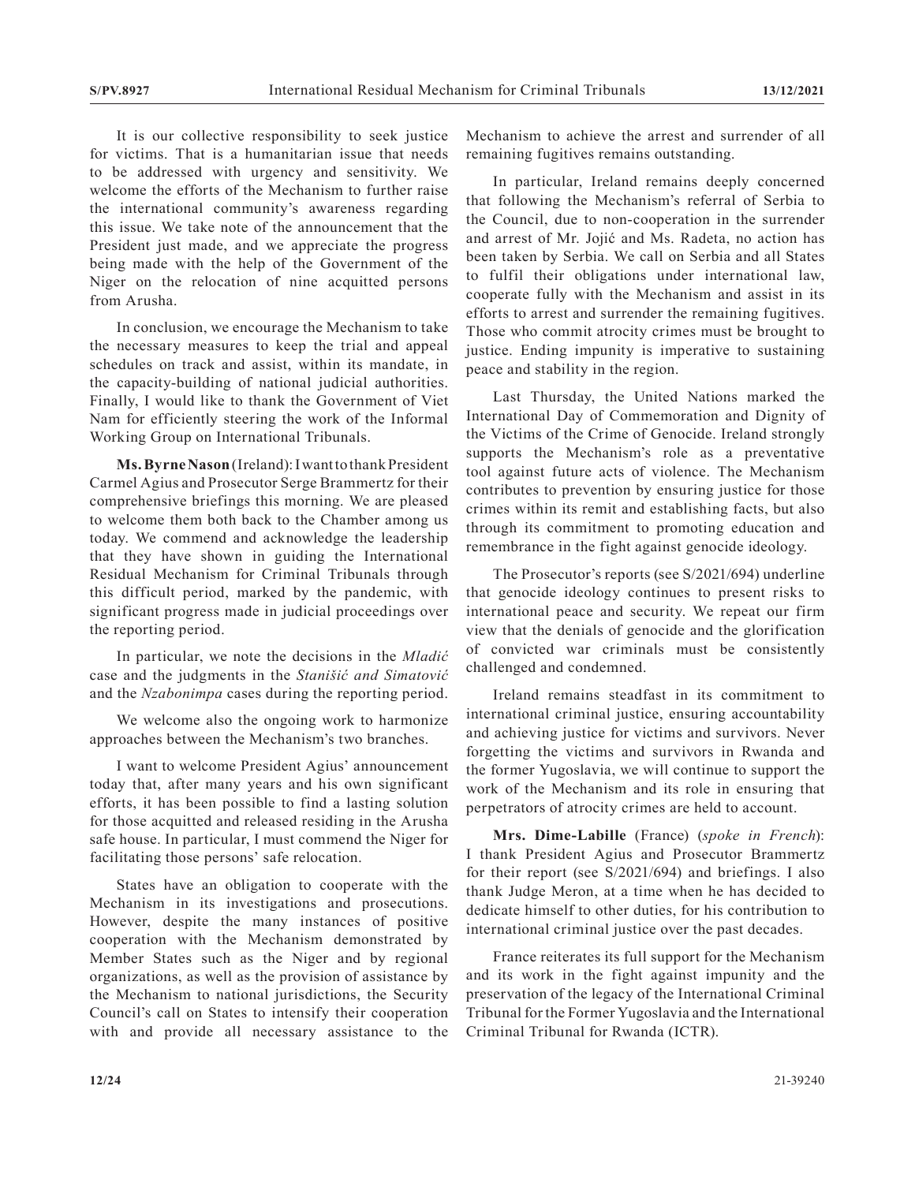It is our collective responsibility to seek justice for victims. That is a humanitarian issue that needs to be addressed with urgency and sensitivity. We welcome the efforts of the Mechanism to further raise the international community's awareness regarding this issue. We take note of the announcement that the President just made, and we appreciate the progress being made with the help of the Government of the Niger on the relocation of nine acquitted persons from Arusha.

In conclusion, we encourage the Mechanism to take the necessary measures to keep the trial and appeal schedules on track and assist, within its mandate, in the capacity-building of national judicial authorities. Finally, I would like to thank the Government of Viet Nam for efficiently steering the work of the Informal Working Group on International Tribunals.

**Ms. Byrne Nason** (Ireland): I want to thank President Carmel Agius and Prosecutor Serge Brammertz for their comprehensive briefings this morning. We are pleased to welcome them both back to the Chamber among us today. We commend and acknowledge the leadership that they have shown in guiding the International Residual Mechanism for Criminal Tribunals through this difficult period, marked by the pandemic, with significant progress made in judicial proceedings over the reporting period.

In particular, we note the decisions in the *Mladić* case and the judgments in the *Stanišić and Simatović* and the *Nzabonimpa* cases during the reporting period.

We welcome also the ongoing work to harmonize approaches between the Mechanism's two branches.

I want to welcome President Agius' announcement today that, after many years and his own significant efforts, it has been possible to find a lasting solution for those acquitted and released residing in the Arusha safe house. In particular, I must commend the Niger for facilitating those persons' safe relocation.

States have an obligation to cooperate with the Mechanism in its investigations and prosecutions. However, despite the many instances of positive cooperation with the Mechanism demonstrated by Member States such as the Niger and by regional organizations, as well as the provision of assistance by the Mechanism to national jurisdictions, the Security Council's call on States to intensify their cooperation with and provide all necessary assistance to the Mechanism to achieve the arrest and surrender of all remaining fugitives remains outstanding.

In particular, Ireland remains deeply concerned that following the Mechanism's referral of Serbia to the Council, due to non-cooperation in the surrender and arrest of Mr. Jojić and Ms. Radeta, no action has been taken by Serbia. We call on Serbia and all States to fulfil their obligations under international law, cooperate fully with the Mechanism and assist in its efforts to arrest and surrender the remaining fugitives. Those who commit atrocity crimes must be brought to justice. Ending impunity is imperative to sustaining peace and stability in the region.

Last Thursday, the United Nations marked the International Day of Commemoration and Dignity of the Victims of the Crime of Genocide. Ireland strongly supports the Mechanism's role as a preventative tool against future acts of violence. The Mechanism contributes to prevention by ensuring justice for those crimes within its remit and establishing facts, but also through its commitment to promoting education and remembrance in the fight against genocide ideology.

The Prosecutor's reports (see S/2021/694) underline that genocide ideology continues to present risks to international peace and security. We repeat our firm view that the denials of genocide and the glorification of convicted war criminals must be consistently challenged and condemned.

Ireland remains steadfast in its commitment to international criminal justice, ensuring accountability and achieving justice for victims and survivors. Never forgetting the victims and survivors in Rwanda and the former Yugoslavia, we will continue to support the work of the Mechanism and its role in ensuring that perpetrators of atrocity crimes are held to account.

**Mrs. Dime-Labille** (France) (*spoke in French*): I thank President Agius and Prosecutor Brammertz for their report (see S/2021/694) and briefings. I also thank Judge Meron, at a time when he has decided to dedicate himself to other duties, for his contribution to international criminal justice over the past decades.

France reiterates its full support for the Mechanism and its work in the fight against impunity and the preservation of the legacy of the International Criminal Tribunal for the Former Yugoslavia and the International Criminal Tribunal for Rwanda (ICTR).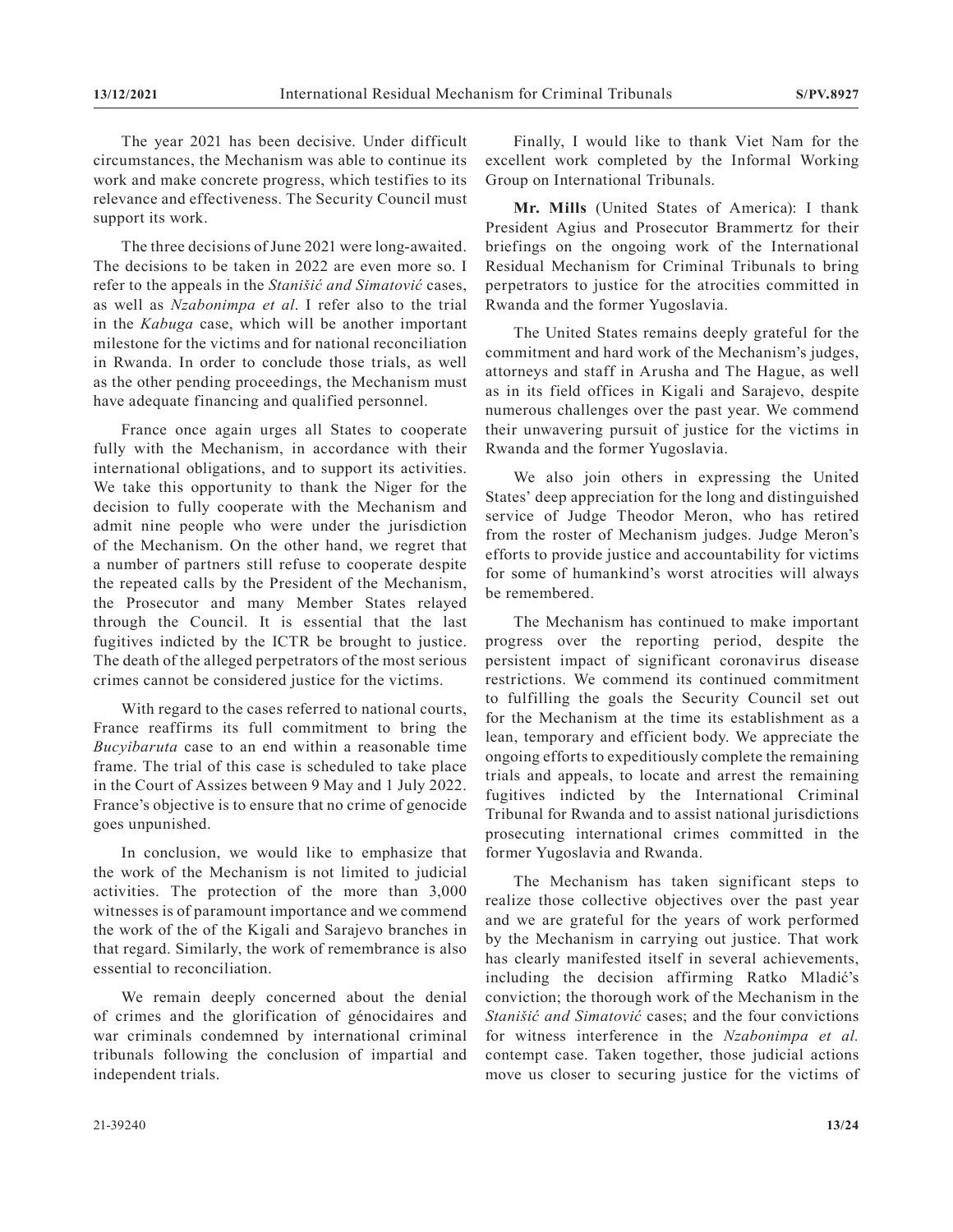The year 2021 has been decisive. Under difficult circumstances, the Mechanism was able to continue its work and make concrete progress, which testifies to its relevance and effectiveness. The Security Council must support its work.

The three decisions of June 2021 were long-awaited. The decisions to be taken in 2022 are even more so. I refer to the appeals in the *Stanišić and Simatović* cases, as well as *Nzabonimpa et al*. I refer also to the trial in the *Kabuga* case, which will be another important milestone for the victims and for national reconciliation in Rwanda. In order to conclude those trials, as well as the other pending proceedings, the Mechanism must have adequate financing and qualified personnel.

France once again urges all States to cooperate fully with the Mechanism, in accordance with their international obligations, and to support its activities. We take this opportunity to thank the Niger for the decision to fully cooperate with the Mechanism and admit nine people who were under the jurisdiction of the Mechanism. On the other hand, we regret that a number of partners still refuse to cooperate despite the repeated calls by the President of the Mechanism, the Prosecutor and many Member States relayed through the Council. It is essential that the last fugitives indicted by the ICTR be brought to justice. The death of the alleged perpetrators of the most serious crimes cannot be considered justice for the victims.

With regard to the cases referred to national courts, France reaffirms its full commitment to bring the *Bucyibaruta* case to an end within a reasonable time frame. The trial of this case is scheduled to take place in the Court of Assizes between 9 May and 1 July 2022. France's objective is to ensure that no crime of genocide goes unpunished.

In conclusion, we would like to emphasize that the work of the Mechanism is not limited to judicial activities. The protection of the more than 3,000 witnesses is of paramount importance and we commend the work of the of the Kigali and Sarajevo branches in that regard. Similarly, the work of remembrance is also essential to reconciliation.

We remain deeply concerned about the denial of crimes and the glorification of génocidaires and war criminals condemned by international criminal tribunals following the conclusion of impartial and independent trials.

Finally, I would like to thank Viet Nam for the excellent work completed by the Informal Working Group on International Tribunals.

**Mr. Mills** (United States of America): I thank President Agius and Prosecutor Brammertz for their briefings on the ongoing work of the International Residual Mechanism for Criminal Tribunals to bring perpetrators to justice for the atrocities committed in Rwanda and the former Yugoslavia.

The United States remains deeply grateful for the commitment and hard work of the Mechanism's judges, attorneys and staff in Arusha and The Hague, as well as in its field offices in Kigali and Sarajevo, despite numerous challenges over the past year. We commend their unwavering pursuit of justice for the victims in Rwanda and the former Yugoslavia.

We also join others in expressing the United States' deep appreciation for the long and distinguished service of Judge Theodor Meron, who has retired from the roster of Mechanism judges. Judge Meron's efforts to provide justice and accountability for victims for some of humankind's worst atrocities will always be remembered.

The Mechanism has continued to make important progress over the reporting period, despite the persistent impact of significant coronavirus disease restrictions. We commend its continued commitment to fulfilling the goals the Security Council set out for the Mechanism at the time its establishment as a lean, temporary and efficient body. We appreciate the ongoing efforts to expeditiously complete the remaining trials and appeals, to locate and arrest the remaining fugitives indicted by the International Criminal Tribunal for Rwanda and to assist national jurisdictions prosecuting international crimes committed in the former Yugoslavia and Rwanda.

The Mechanism has taken significant steps to realize those collective objectives over the past year and we are grateful for the years of work performed by the Mechanism in carrying out justice. That work has clearly manifested itself in several achievements, including the decision affirming Ratko Mladić's conviction; the thorough work of the Mechanism in the *Stanišić and Simatović* cases; and the four convictions for witness interference in the *Nzabonimpa et al.* contempt case. Taken together, those judicial actions move us closer to securing justice for the victims of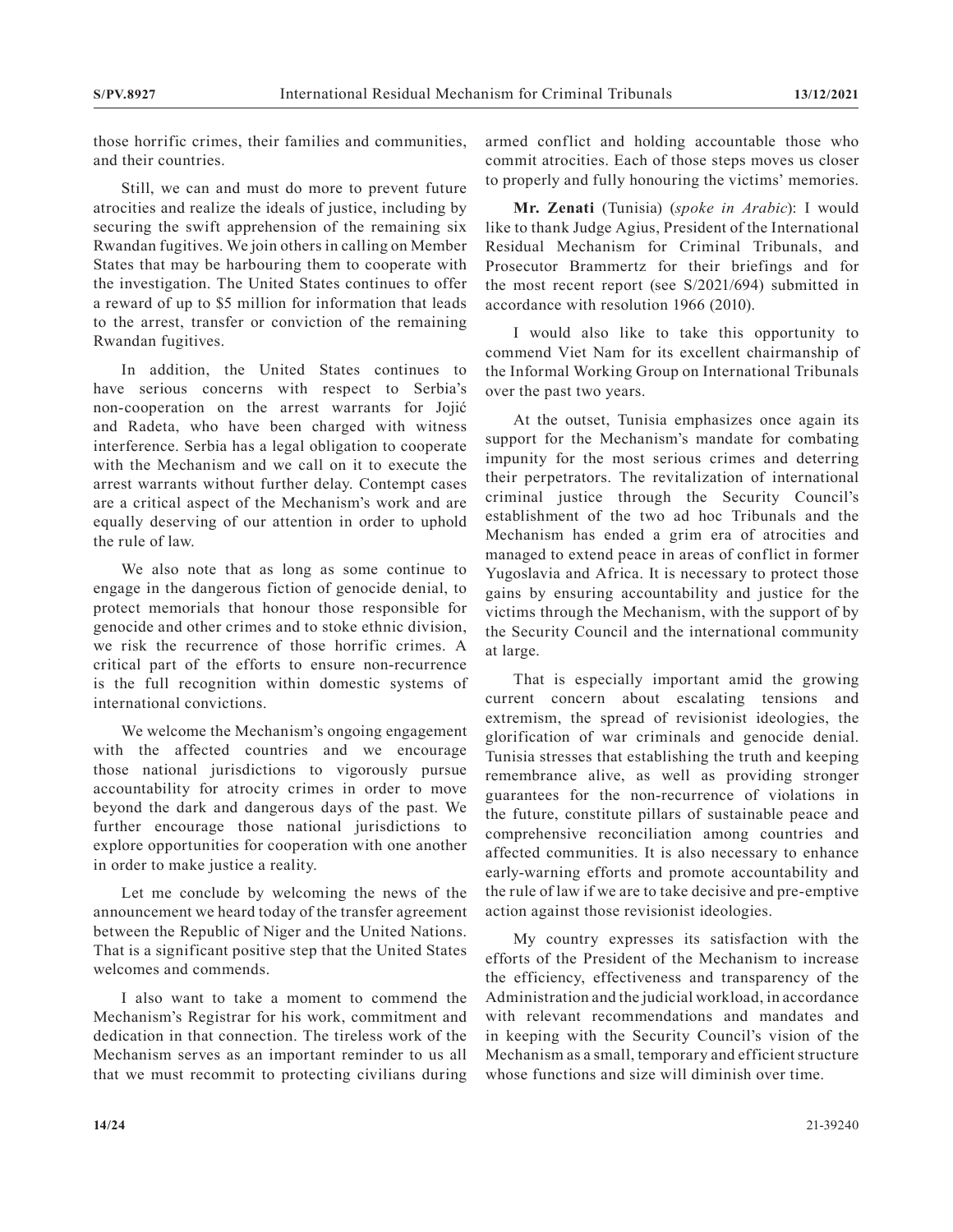those horrific crimes, their families and communities, and their countries.

Still, we can and must do more to prevent future atrocities and realize the ideals of justice, including by securing the swift apprehension of the remaining six Rwandan fugitives. We join others in calling on Member States that may be harbouring them to cooperate with the investigation. The United States continues to offer a reward of up to $5 million for information that leads to the arrest, transfer or conviction of the remaining Rwandan fugitives.

In addition, the United States continues to have serious concerns with respect to Serbia's non-cooperation on the arrest warrants for Jojić and Radeta, who have been charged with witness interference. Serbia has a legal obligation to cooperate with the Mechanism and we call on it to execute the arrest warrants without further delay. Contempt cases are a critical aspect of the Mechanism's work and are equally deserving of our attention in order to uphold the rule of law.

We also note that as long as some continue to engage in the dangerous fiction of genocide denial, to protect memorials that honour those responsible for genocide and other crimes and to stoke ethnic division, we risk the recurrence of those horrific crimes. A critical part of the efforts to ensure non-recurrence is the full recognition within domestic systems of international convictions.

We welcome the Mechanism's ongoing engagement with the affected countries and we encourage those national jurisdictions to vigorously pursue accountability for atrocity crimes in order to move beyond the dark and dangerous days of the past. We further encourage those national jurisdictions to explore opportunities for cooperation with one another in order to make justice a reality.

Let me conclude by welcoming the news of the announcement we heard today of the transfer agreement between the Republic of Niger and the United Nations. That is a significant positive step that the United States welcomes and commends.

I also want to take a moment to commend the Mechanism's Registrar for his work, commitment and dedication in that connection. The tireless work of the Mechanism serves as an important reminder to us all that we must recommit to protecting civilians during armed conflict and holding accountable those who commit atrocities. Each of those steps moves us closer to properly and fully honouring the victims' memories.

**Mr. Zenati** (Tunisia) (*spoke in Arabic*): I would like to thank Judge Agius, President of the International Residual Mechanism for Criminal Tribunals, and Prosecutor Brammertz for their briefings and for the most recent report (see S/2021/694) submitted in accordance with resolution 1966 (2010).

I would also like to take this opportunity to commend Viet Nam for its excellent chairmanship of the Informal Working Group on International Tribunals over the past two years.

At the outset, Tunisia emphasizes once again its support for the Mechanism's mandate for combating impunity for the most serious crimes and deterring their perpetrators. The revitalization of international criminal justice through the Security Council's establishment of the two ad hoc Tribunals and the Mechanism has ended a grim era of atrocities and managed to extend peace in areas of conflict in former Yugoslavia and Africa. It is necessary to protect those gains by ensuring accountability and justice for the victims through the Mechanism, with the support of by the Security Council and the international community at large.

That is especially important amid the growing current concern about escalating tensions and extremism, the spread of revisionist ideologies, the glorification of war criminals and genocide denial. Tunisia stresses that establishing the truth and keeping remembrance alive, as well as providing stronger guarantees for the non-recurrence of violations in the future, constitute pillars of sustainable peace and comprehensive reconciliation among countries and affected communities. It is also necessary to enhance early-warning efforts and promote accountability and the rule of law if we are to take decisive and pre-emptive action against those revisionist ideologies.

My country expresses its satisfaction with the efforts of the President of the Mechanism to increase the efficiency, effectiveness and transparency of the Administration and the judicial workload, in accordance with relevant recommendations and mandates and in keeping with the Security Council's vision of the Mechanism as a small, temporary and efficient structure whose functions and size will diminish over time.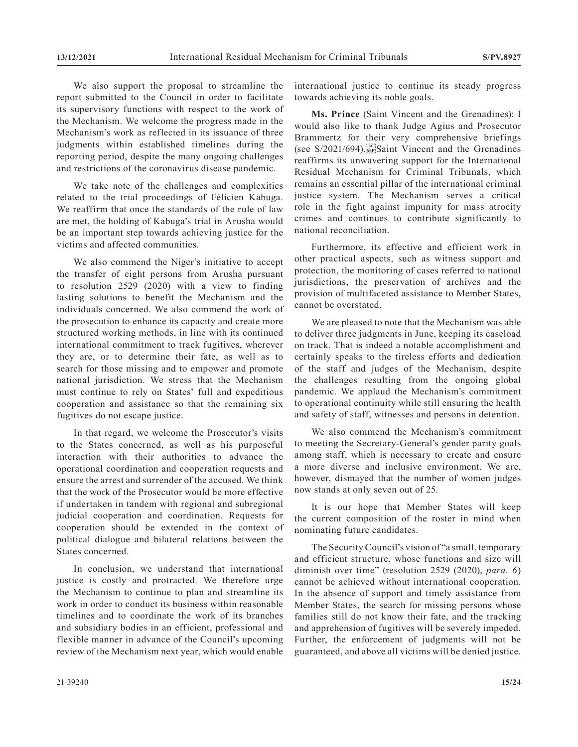We also support the proposal to streamline the report submitted to the Council in order to facilitate its supervisory functions with respect to the work of the Mechanism. We welcome the progress made in the Mechanism's work as reflected in its issuance of three judgments within established timelines during the reporting period, despite the many ongoing challenges and restrictions of the coronavirus disease pandemic.

We take note of the challenges and complexities related to the trial proceedings of Félicien Kabuga. We reaffirm that once the standards of the rule of law are met, the holding of Kabuga's trial in Arusha would be an important step towards achieving justice for the victims and affected communities.

We also commend the Niger's initiative to accept the transfer of eight persons from Arusha pursuant to resolution 2529 (2020) with a view to finding lasting solutions to benefit the Mechanism and the individuals concerned. We also commend the work of the prosecution to enhance its capacity and create more structured working methods, in line with its continued international commitment to track fugitives, wherever they are, or to determine their fate, as well as to search for those missing and to empower and promote national jurisdiction. We stress that the Mechanism must continue to rely on States' full and expeditious cooperation and assistance so that the remaining six fugitives do not escape justice.

In that regard, we welcome the Prosecutor's visits to the States concerned, as well as his purposeful interaction with their authorities to advance the operational coordination and cooperation requests and ensure the arrest and surrender of the accused. We think that the work of the Prosecutor would be more effective if undertaken in tandem with regional and subregional judicial cooperation and coordination. Requests for cooperation should be extended in the context of political dialogue and bilateral relations between the States concerned.

In conclusion, we understand that international justice is costly and protracted. We therefore urge the Mechanism to continue to plan and streamline its work in order to conduct its business within reasonable timelines and to coordinate the work of its branches and subsidiary bodies in an efficient, professional and flexible manner in advance of the Council's upcoming review of the Mechanism next year, which would enable international justice to continue its steady progress towards achieving its noble goals.

**Ms. Prince** (Saint Vincent and the Grenadines): I would also like to thank Judge Agius and Prosecutor Brammertz for their very comprehensive briefings (see S/2021/694). Saint Vincent and the Grenadines reaffirms its unwavering support for the International Residual Mechanism for Criminal Tribunals, which remains an essential pillar of the international criminal justice system. The Mechanism serves a critical role in the fight against impunity for mass atrocity crimes and continues to contribute significantly to national reconciliation.

Furthermore, its effective and efficient work in other practical aspects, such as witness support and protection, the monitoring of cases referred to national jurisdictions, the preservation of archives and the provision of multifaceted assistance to Member States, cannot be overstated.

We are pleased to note that the Mechanism was able to deliver three judgments in June, keeping its caseload on track. That is indeed a notable accomplishment and certainly speaks to the tireless efforts and dedication of the staff and judges of the Mechanism, despite the challenges resulting from the ongoing global pandemic. We applaud the Mechanism's commitment to operational continuity while still ensuring the health and safety of staff, witnesses and persons in detention.

We also commend the Mechanism's commitment to meeting the Secretary-General's gender parity goals among staff, which is necessary to create and ensure a more diverse and inclusive environment. We are, however, dismayed that the number of women judges now stands at only seven out of 25.

It is our hope that Member States will keep the current composition of the roster in mind when nominating future candidates.

The Security Council's vision of "a small, temporary and efficient structure, whose functions and size will diminish over time" (resolution 2529 (2020), *para. 6*) cannot be achieved without international cooperation. In the absence of support and timely assistance from Member States, the search for missing persons whose families still do not know their fate, and the tracking and apprehension of fugitives will be severely impeded. Further, the enforcement of judgments will not be guaranteed, and above all victims will be denied justice.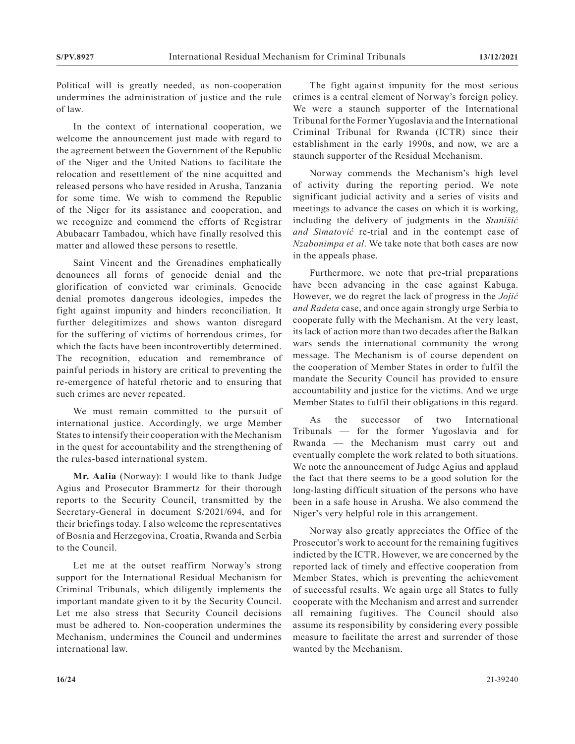Political will is greatly needed, as non-cooperation undermines the administration of justice and the rule of law.

In the context of international cooperation, we welcome the announcement just made with regard to the agreement between the Government of the Republic of the Niger and the United Nations to facilitate the relocation and resettlement of the nine acquitted and released persons who have resided in Arusha, Tanzania for some time. We wish to commend the Republic of the Niger for its assistance and cooperation, and we recognize and commend the efforts of Registrar Abubacarr Tambadou, which have finally resolved this matter and allowed these persons to resettle.

Saint Vincent and the Grenadines emphatically denounces all forms of genocide denial and the glorification of convicted war criminals. Genocide denial promotes dangerous ideologies, impedes the fight against impunity and hinders reconciliation. It further delegitimizes and shows wanton disregard for the suffering of victims of horrendous crimes, for which the facts have been incontrovertibly determined. The recognition, education and remembrance of painful periods in history are critical to preventing the re-emergence of hateful rhetoric and to ensuring that such crimes are never repeated.

We must remain committed to the pursuit of international justice. Accordingly, we urge Member States to intensify their cooperation with the Mechanism in the quest for accountability and the strengthening of the rules-based international system.

**Mr. Aalia** (Norway): I would like to thank Judge Agius and Prosecutor Brammertz for their thorough reports to the Security Council, transmitted by the Secretary-General in document S/2021/694, and for their briefings today. I also welcome the representatives of Bosnia and Herzegovina, Croatia, Rwanda and Serbia to the Council.

Let me at the outset reaffirm Norway's strong support for the International Residual Mechanism for Criminal Tribunals, which diligently implements the important mandate given to it by the Security Council. Let me also stress that Security Council decisions must be adhered to. Non-cooperation undermines the Mechanism, undermines the Council and undermines international law.

The fight against impunity for the most serious crimes is a central element of Norway's foreign policy. We were a staunch supporter of the International Tribunal for the Former Yugoslavia and the International Criminal Tribunal for Rwanda (ICTR) since their establishment in the early 1990s, and now, we are a staunch supporter of the Residual Mechanism.

Norway commends the Mechanism's high level of activity during the reporting period. We note significant judicial activity and a series of visits and meetings to advance the cases on which it is working, including the delivery of judgments in the *Stanišić and Simatović* re-trial and in the contempt case of *Nzabonimpa et al*. We take note that both cases are now in the appeals phase.

Furthermore, we note that pre-trial preparations have been advancing in the case against Kabuga. However, we do regret the lack of progress in the *Jojić and Radeta* case, and once again strongly urge Serbia to cooperate fully with the Mechanism. At the very least, its lack of action more than two decades after the Balkan wars sends the international community the wrong message. The Mechanism is of course dependent on the cooperation of Member States in order to fulfil the mandate the Security Council has provided to ensure accountability and justice for the victims. And we urge Member States to fulfil their obligations in this regard.

As the successor of two International Tribunals — for the former Yugoslavia and for Rwanda — the Mechanism must carry out and eventually complete the work related to both situations. We note the announcement of Judge Agius and applaud the fact that there seems to be a good solution for the long-lasting difficult situation of the persons who have been in a safe house in Arusha. We also commend the Niger's very helpful role in this arrangement.

Norway also greatly appreciates the Office of the Prosecutor's work to account for the remaining fugitives indicted by the ICTR. However, we are concerned by the reported lack of timely and effective cooperation from Member States, which is preventing the achievement of successful results. We again urge all States to fully cooperate with the Mechanism and arrest and surrender all remaining fugitives. The Council should also assume its responsibility by considering every possible measure to facilitate the arrest and surrender of those wanted by the Mechanism.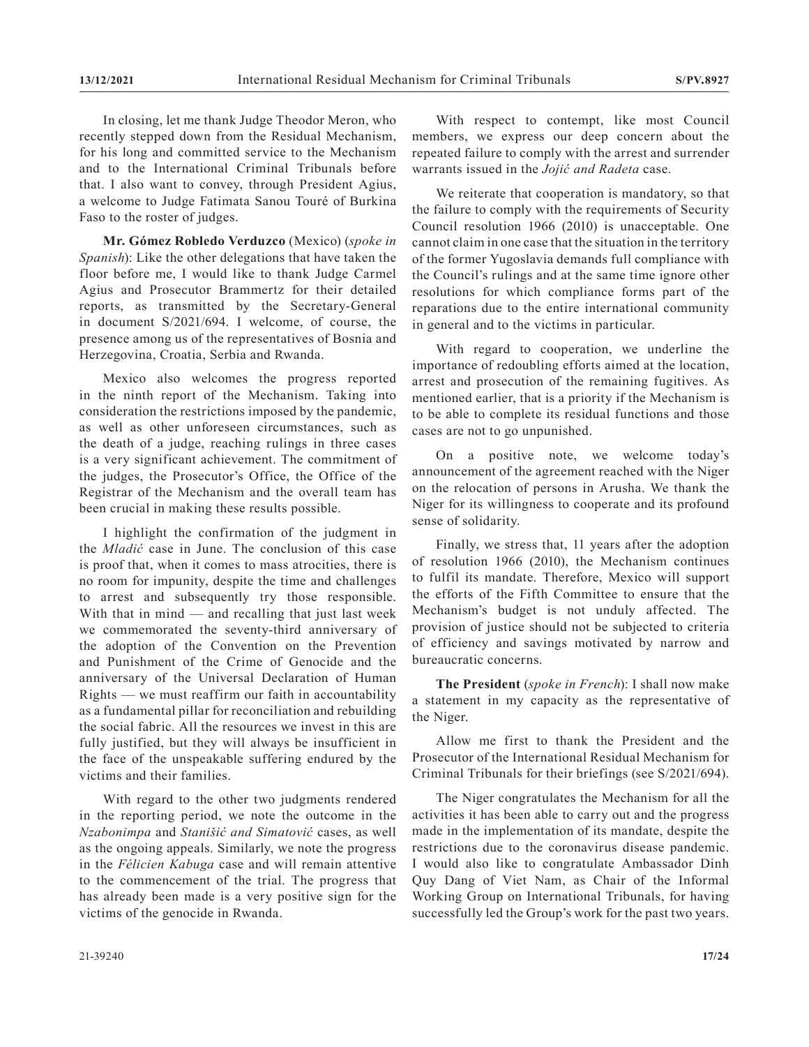In closing, let me thank Judge Theodor Meron, who recently stepped down from the Residual Mechanism, for his long and committed service to the Mechanism and to the International Criminal Tribunals before that. I also want to convey, through President Agius, a welcome to Judge Fatimata Sanou Touré of Burkina Faso to the roster of judges.

**Mr. Gómez Robledo Verduzco** (Mexico) (*spoke in Spanish*): Like the other delegations that have taken the floor before me, I would like to thank Judge Carmel Agius and Prosecutor Brammertz for their detailed reports, as transmitted by the Secretary-General in document S/2021/694. I welcome, of course, the presence among us of the representatives of Bosnia and Herzegovina, Croatia, Serbia and Rwanda.

Mexico also welcomes the progress reported in the ninth report of the Mechanism. Taking into consideration the restrictions imposed by the pandemic, as well as other unforeseen circumstances, such as the death of a judge, reaching rulings in three cases is a very significant achievement. The commitment of the judges, the Prosecutor's Office, the Office of the Registrar of the Mechanism and the overall team has been crucial in making these results possible.

I highlight the confirmation of the judgment in the *Mladić* case in June. The conclusion of this case is proof that, when it comes to mass atrocities, there is no room for impunity, despite the time and challenges to arrest and subsequently try those responsible. With that in mind — and recalling that just last week we commemorated the seventy-third anniversary of the adoption of the Convention on the Prevention and Punishment of the Crime of Genocide and the anniversary of the Universal Declaration of Human Rights — we must reaffirm our faith in accountability as a fundamental pillar for reconciliation and rebuilding the social fabric. All the resources we invest in this are fully justified, but they will always be insufficient in the face of the unspeakable suffering endured by the victims and their families.

With regard to the other two judgments rendered in the reporting period, we note the outcome in the *Nzabonimpa* and *Stanišić and Simatović* cases, as well as the ongoing appeals. Similarly, we note the progress in the *Félicien Kabuga* case and will remain attentive to the commencement of the trial. The progress that has already been made is a very positive sign for the victims of the genocide in Rwanda.

With respect to contempt, like most Council members, we express our deep concern about the repeated failure to comply with the arrest and surrender warrants issued in the *Jojić and Radeta* case.

We reiterate that cooperation is mandatory, so that the failure to comply with the requirements of Security Council resolution 1966 (2010) is unacceptable. One cannot claim in one case that the situation in the territory of the former Yugoslavia demands full compliance with the Council's rulings and at the same time ignore other resolutions for which compliance forms part of the reparations due to the entire international community in general and to the victims in particular.

With regard to cooperation, we underline the importance of redoubling efforts aimed at the location, arrest and prosecution of the remaining fugitives. As mentioned earlier, that is a priority if the Mechanism is to be able to complete its residual functions and those cases are not to go unpunished.

On a positive note, we welcome today's announcement of the agreement reached with the Niger on the relocation of persons in Arusha. We thank the Niger for its willingness to cooperate and its profound sense of solidarity.

Finally, we stress that, 11 years after the adoption of resolution 1966 (2010), the Mechanism continues to fulfil its mandate. Therefore, Mexico will support the efforts of the Fifth Committee to ensure that the Mechanism's budget is not unduly affected. The provision of justice should not be subjected to criteria of efficiency and savings motivated by narrow and bureaucratic concerns.

**The President** (*spoke in French*): I shall now make a statement in my capacity as the representative of the Niger.

Allow me first to thank the President and the Prosecutor of the International Residual Mechanism for Criminal Tribunals for their briefings (see S/2021/694).

The Niger congratulates the Mechanism for all the activities it has been able to carry out and the progress made in the implementation of its mandate, despite the restrictions due to the coronavirus disease pandemic. I would also like to congratulate Ambassador Dinh Quy Dang of Viet Nam, as Chair of the Informal Working Group on International Tribunals, for having successfully led the Group's work for the past two years.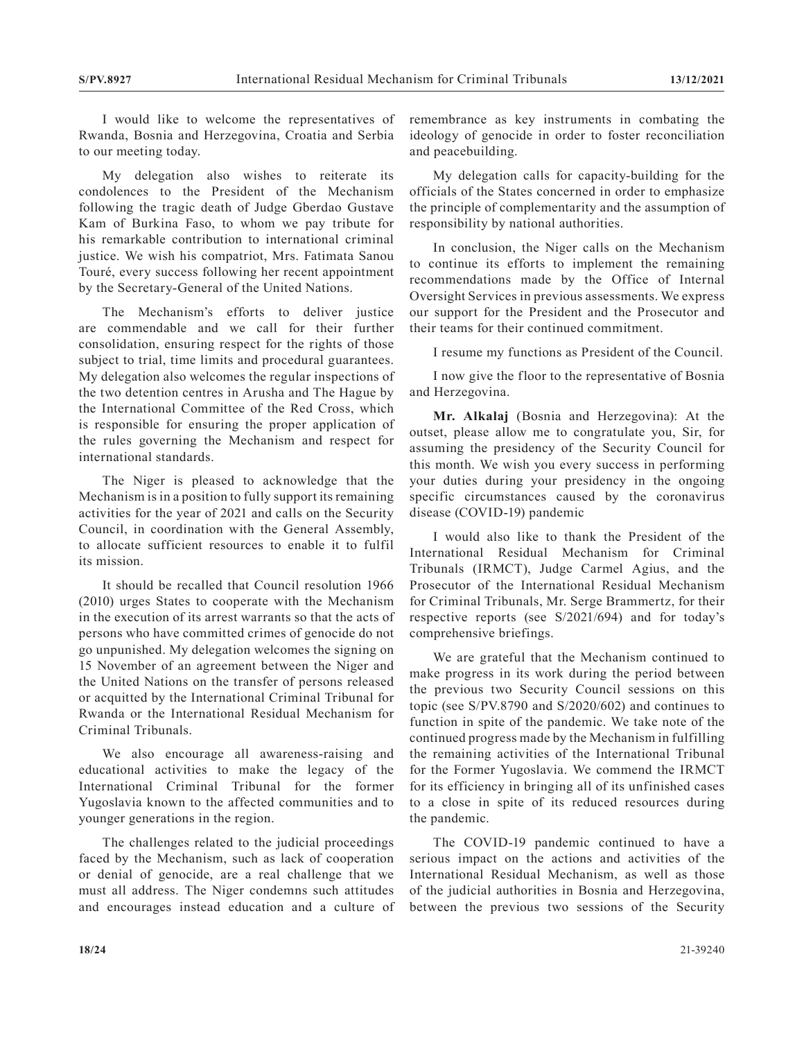I would like to welcome the representatives of Rwanda, Bosnia and Herzegovina, Croatia and Serbia to our meeting today.

My delegation also wishes to reiterate its condolences to the President of the Mechanism following the tragic death of Judge Gberdao Gustave Kam of Burkina Faso, to whom we pay tribute for his remarkable contribution to international criminal justice. We wish his compatriot, Mrs. Fatimata Sanou Touré, every success following her recent appointment by the Secretary-General of the United Nations.

The Mechanism's efforts to deliver justice are commendable and we call for their further consolidation, ensuring respect for the rights of those subject to trial, time limits and procedural guarantees. My delegation also welcomes the regular inspections of the two detention centres in Arusha and The Hague by the International Committee of the Red Cross, which is responsible for ensuring the proper application of the rules governing the Mechanism and respect for international standards.

The Niger is pleased to acknowledge that the Mechanism is in a position to fully support its remaining activities for the year of 2021 and calls on the Security Council, in coordination with the General Assembly, to allocate sufficient resources to enable it to fulfil its mission.

It should be recalled that Council resolution 1966 (2010) urges States to cooperate with the Mechanism in the execution of its arrest warrants so that the acts of persons who have committed crimes of genocide do not go unpunished. My delegation welcomes the signing on 15 November of an agreement between the Niger and the United Nations on the transfer of persons released or acquitted by the International Criminal Tribunal for Rwanda or the International Residual Mechanism for Criminal Tribunals.

We also encourage all awareness-raising and educational activities to make the legacy of the International Criminal Tribunal for the former Yugoslavia known to the affected communities and to younger generations in the region.

The challenges related to the judicial proceedings faced by the Mechanism, such as lack of cooperation or denial of genocide, are a real challenge that we must all address. The Niger condemns such attitudes and encourages instead education and a culture of remembrance as key instruments in combating the ideology of genocide in order to foster reconciliation and peacebuilding.

My delegation calls for capacity-building for the officials of the States concerned in order to emphasize the principle of complementarity and the assumption of responsibility by national authorities.

In conclusion, the Niger calls on the Mechanism to continue its efforts to implement the remaining recommendations made by the Office of Internal Oversight Services in previous assessments. We express our support for the President and the Prosecutor and their teams for their continued commitment.

I resume my functions as President of the Council.

I now give the floor to the representative of Bosnia and Herzegovina.

**Mr. Alkalaj** (Bosnia and Herzegovina): At the outset, please allow me to congratulate you, Sir, for assuming the presidency of the Security Council for this month. We wish you every success in performing your duties during your presidency in the ongoing specific circumstances caused by the coronavirus disease (COVID-19) pandemic

I would also like to thank the President of the International Residual Mechanism for Criminal Tribunals (IRMCT), Judge Carmel Agius, and the Prosecutor of the International Residual Mechanism for Criminal Tribunals, Mr. Serge Brammertz, for their respective reports (see S/2021/694) and for today's comprehensive briefings.

We are grateful that the Mechanism continued to make progress in its work during the period between the previous two Security Council sessions on this topic (see S/PV.8790 and S/2020/602) and continues to function in spite of the pandemic. We take note of the continued progress made by the Mechanism in fulfilling the remaining activities of the International Tribunal for the Former Yugoslavia. We commend the IRMCT for its efficiency in bringing all of its unfinished cases to a close in spite of its reduced resources during the pandemic.

The COVID-19 pandemic continued to have a serious impact on the actions and activities of the International Residual Mechanism, as well as those of the judicial authorities in Bosnia and Herzegovina, between the previous two sessions of the Security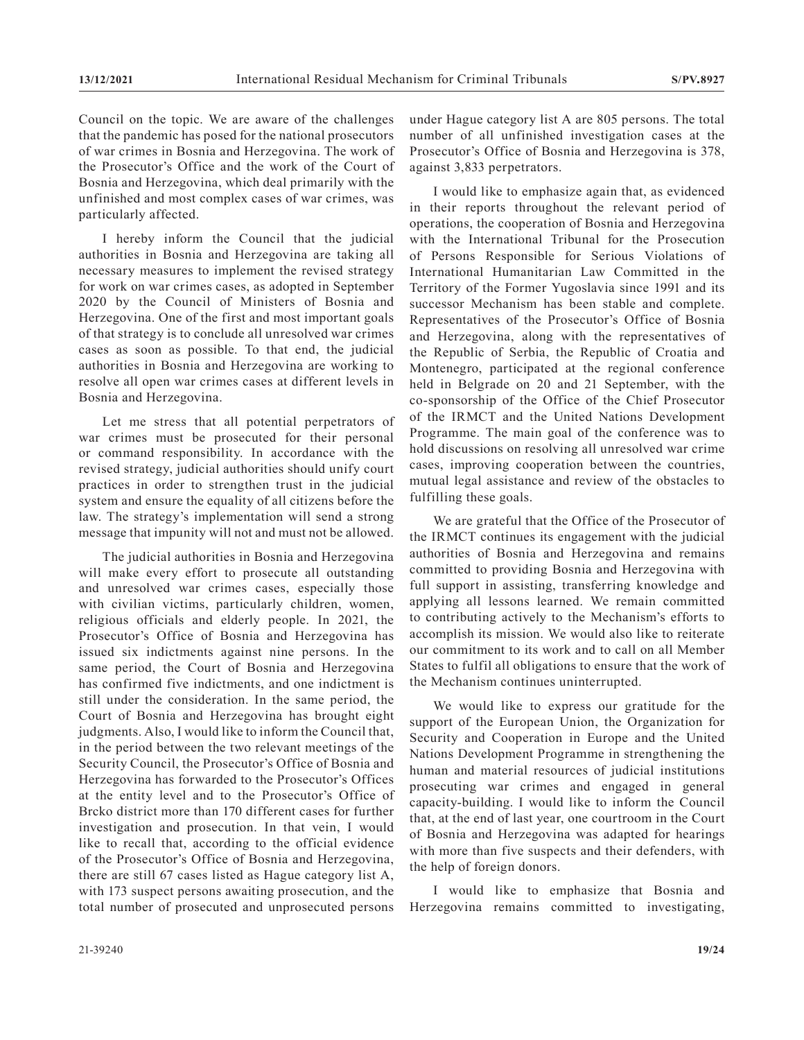Council on the topic. We are aware of the challenges that the pandemic has posed for the national prosecutors of war crimes in Bosnia and Herzegovina. The work of the Prosecutor's Office and the work of the Court of Bosnia and Herzegovina, which deal primarily with the unfinished and most complex cases of war crimes, was particularly affected.

I hereby inform the Council that the judicial authorities in Bosnia and Herzegovina are taking all necessary measures to implement the revised strategy for work on war crimes cases, as adopted in September 2020 by the Council of Ministers of Bosnia and Herzegovina. One of the first and most important goals of that strategy is to conclude all unresolved war crimes cases as soon as possible. To that end, the judicial authorities in Bosnia and Herzegovina are working to resolve all open war crimes cases at different levels in Bosnia and Herzegovina.

Let me stress that all potential perpetrators of war crimes must be prosecuted for their personal or command responsibility. In accordance with the revised strategy, judicial authorities should unify court practices in order to strengthen trust in the judicial system and ensure the equality of all citizens before the law. The strategy's implementation will send a strong message that impunity will not and must not be allowed.

The judicial authorities in Bosnia and Herzegovina will make every effort to prosecute all outstanding and unresolved war crimes cases, especially those with civilian victims, particularly children, women, religious officials and elderly people. In 2021, the Prosecutor's Office of Bosnia and Herzegovina has issued six indictments against nine persons. In the same period, the Court of Bosnia and Herzegovina has confirmed five indictments, and one indictment is still under the consideration. In the same period, the Court of Bosnia and Herzegovina has brought eight judgments. Also, I would like to inform the Council that, in the period between the two relevant meetings of the Security Council, the Prosecutor's Office of Bosnia and Herzegovina has forwarded to the Prosecutor's Offices at the entity level and to the Prosecutor's Office of Brcko district more than 170 different cases for further investigation and prosecution. In that vein, I would like to recall that, according to the official evidence of the Prosecutor's Office of Bosnia and Herzegovina, there are still 67 cases listed as Hague category list A, with 173 suspect persons awaiting prosecution, and the total number of prosecuted and unprosecuted persons under Hague category list A are 805 persons. The total number of all unfinished investigation cases at the Prosecutor's Office of Bosnia and Herzegovina is 378, against 3,833 perpetrators.

I would like to emphasize again that, as evidenced in their reports throughout the relevant period of operations, the cooperation of Bosnia and Herzegovina with the International Tribunal for the Prosecution of Persons Responsible for Serious Violations of International Humanitarian Law Committed in the Territory of the Former Yugoslavia since 1991 and its successor Mechanism has been stable and complete. Representatives of the Prosecutor's Office of Bosnia and Herzegovina, along with the representatives of the Republic of Serbia, the Republic of Croatia and Montenegro, participated at the regional conference held in Belgrade on 20 and 21 September, with the co-sponsorship of the Office of the Chief Prosecutor of the IRMCT and the United Nations Development Programme. The main goal of the conference was to hold discussions on resolving all unresolved war crime cases, improving cooperation between the countries, mutual legal assistance and review of the obstacles to fulfilling these goals.

We are grateful that the Office of the Prosecutor of the IRMCT continues its engagement with the judicial authorities of Bosnia and Herzegovina and remains committed to providing Bosnia and Herzegovina with full support in assisting, transferring knowledge and applying all lessons learned. We remain committed to contributing actively to the Mechanism's efforts to accomplish its mission. We would also like to reiterate our commitment to its work and to call on all Member States to fulfil all obligations to ensure that the work of the Mechanism continues uninterrupted.

We would like to express our gratitude for the support of the European Union, the Organization for Security and Cooperation in Europe and the United Nations Development Programme in strengthening the human and material resources of judicial institutions prosecuting war crimes and engaged in general capacity-building. I would like to inform the Council that, at the end of last year, one courtroom in the Court of Bosnia and Herzegovina was adapted for hearings with more than five suspects and their defenders, with the help of foreign donors.

I would like to emphasize that Bosnia and Herzegovina remains committed to investigating,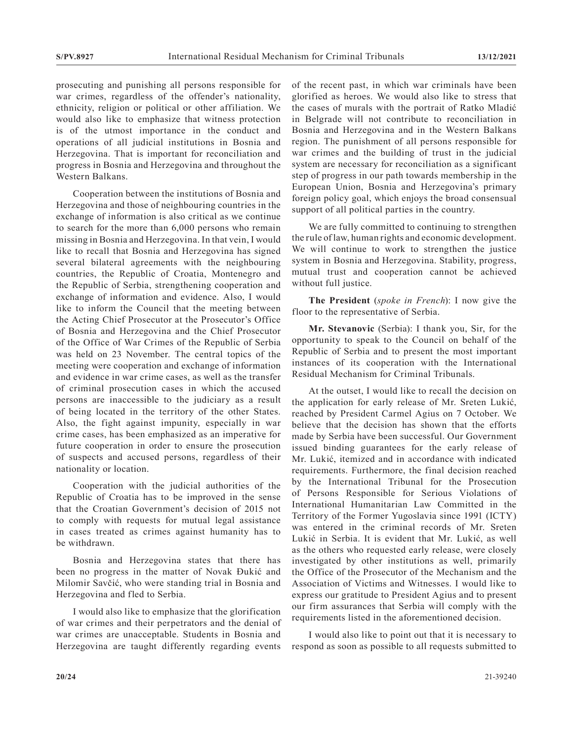prosecuting and punishing all persons responsible for war crimes, regardless of the offender's nationality, ethnicity, religion or political or other affiliation. We would also like to emphasize that witness protection is of the utmost importance in the conduct and operations of all judicial institutions in Bosnia and Herzegovina. That is important for reconciliation and progress in Bosnia and Herzegovina and throughout the Western Balkans.

Cooperation between the institutions of Bosnia and Herzegovina and those of neighbouring countries in the exchange of information is also critical as we continue to search for the more than 6,000 persons who remain missing in Bosnia and Herzegovina. In that vein, I would like to recall that Bosnia and Herzegovina has signed several bilateral agreements with the neighbouring countries, the Republic of Croatia, Montenegro and the Republic of Serbia, strengthening cooperation and exchange of information and evidence. Also, I would like to inform the Council that the meeting between the Acting Chief Prosecutor at the Prosecutor's Office of Bosnia and Herzegovina and the Chief Prosecutor of the Office of War Crimes of the Republic of Serbia was held on 23 November. The central topics of the meeting were cooperation and exchange of information and evidence in war crime cases, as well as the transfer of criminal prosecution cases in which the accused persons are inaccessible to the judiciary as a result of being located in the territory of the other States. Also, the fight against impunity, especially in war crime cases, has been emphasized as an imperative for future cooperation in order to ensure the prosecution of suspects and accused persons, regardless of their nationality or location.

Cooperation with the judicial authorities of the Republic of Croatia has to be improved in the sense that the Croatian Government's decision of 2015 not to comply with requests for mutual legal assistance in cases treated as crimes against humanity has to be withdrawn.

Bosnia and Herzegovina states that there has been no progress in the matter of Novak Đukić and Milomir Savčić, who were standing trial in Bosnia and Herzegovina and fled to Serbia.

I would also like to emphasize that the glorification of war crimes and their perpetrators and the denial of war crimes are unacceptable. Students in Bosnia and Herzegovina are taught differently regarding events of the recent past, in which war criminals have been glorified as heroes. We would also like to stress that the cases of murals with the portrait of Ratko Mladić in Belgrade will not contribute to reconciliation in Bosnia and Herzegovina and in the Western Balkans region. The punishment of all persons responsible for war crimes and the building of trust in the judicial system are necessary for reconciliation as a significant step of progress in our path towards membership in the European Union, Bosnia and Herzegovina's primary foreign policy goal, which enjoys the broad consensual support of all political parties in the country.

We are fully committed to continuing to strengthen the rule of law, human rights and economic development. We will continue to work to strengthen the justice system in Bosnia and Herzegovina. Stability, progress, mutual trust and cooperation cannot be achieved without full justice.

**The President** (*spoke in French*): I now give the floor to the representative of Serbia.

**Mr. Stevanovic** (Serbia): I thank you, Sir, for the opportunity to speak to the Council on behalf of the Republic of Serbia and to present the most important instances of its cooperation with the International Residual Mechanism for Criminal Tribunals.

At the outset, I would like to recall the decision on the application for early release of Mr. Sreten Lukić, reached by President Carmel Agius on 7 October. We believe that the decision has shown that the efforts made by Serbia have been successful. Our Government issued binding guarantees for the early release of Mr. Lukić, itemized and in accordance with indicated requirements. Furthermore, the final decision reached by the International Tribunal for the Prosecution of Persons Responsible for Serious Violations of International Humanitarian Law Committed in the Territory of the Former Yugoslavia since 1991 (ICTY) was entered in the criminal records of Mr. Sreten Lukić in Serbia. It is evident that Mr. Lukić, as well as the others who requested early release, were closely investigated by other institutions as well, primarily the Office of the Prosecutor of the Mechanism and the Association of Victims and Witnesses. I would like to express our gratitude to President Agius and to present our firm assurances that Serbia will comply with the requirements listed in the aforementioned decision.

I would also like to point out that it is necessary to respond as soon as possible to all requests submitted to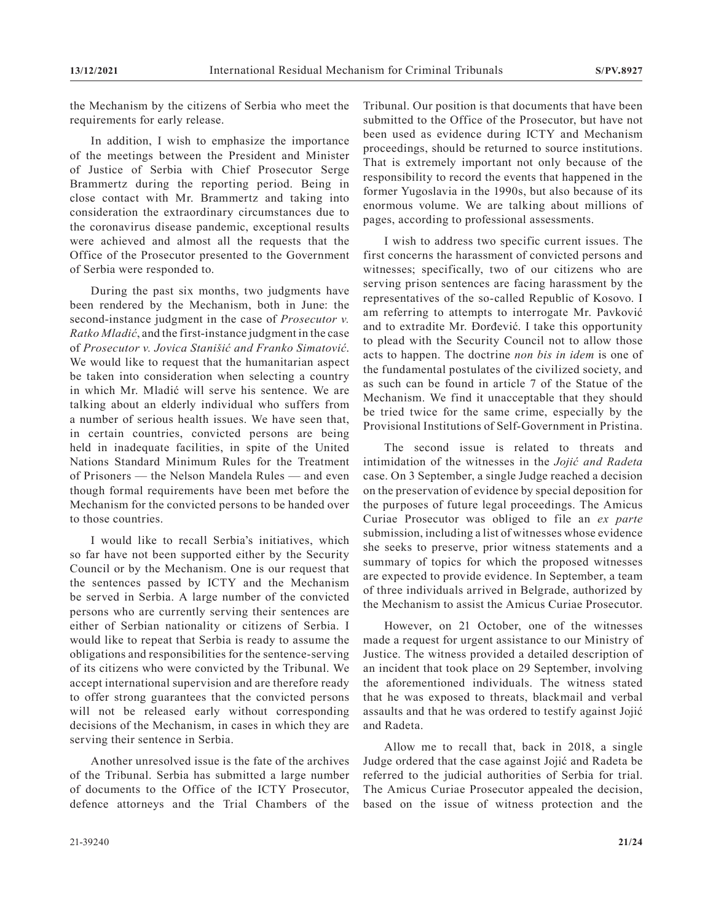the Mechanism by the citizens of Serbia who meet the requirements for early release.

In addition, I wish to emphasize the importance of the meetings between the President and Minister of Justice of Serbia with Chief Prosecutor Serge Brammertz during the reporting period. Being in close contact with Mr. Brammertz and taking into consideration the extraordinary circumstances due to the coronavirus disease pandemic, exceptional results were achieved and almost all the requests that the Office of the Prosecutor presented to the Government of Serbia were responded to.

During the past six months, two judgments have been rendered by the Mechanism, both in June: the second-instance judgment in the case of *Prosecutor v. Ratko Mladić*, and the first-instance judgment in the case of *Prosecutor v. Jovica Stanišić and Franko Simatović*. We would like to request that the humanitarian aspect be taken into consideration when selecting a country in which Mr. Mladić will serve his sentence. We are talking about an elderly individual who suffers from a number of serious health issues. We have seen that, in certain countries, convicted persons are being held in inadequate facilities, in spite of the United Nations Standard Minimum Rules for the Treatment of Prisoners — the Nelson Mandela Rules — and even though formal requirements have been met before the Mechanism for the convicted persons to be handed over to those countries.

I would like to recall Serbia's initiatives, which so far have not been supported either by the Security Council or by the Mechanism. One is our request that the sentences passed by ICTY and the Mechanism be served in Serbia. A large number of the convicted persons who are currently serving their sentences are either of Serbian nationality or citizens of Serbia. I would like to repeat that Serbia is ready to assume the obligations and responsibilities for the sentence-serving of its citizens who were convicted by the Tribunal. We accept international supervision and are therefore ready to offer strong guarantees that the convicted persons will not be released early without corresponding decisions of the Mechanism, in cases in which they are serving their sentence in Serbia.

Another unresolved issue is the fate of the archives of the Tribunal. Serbia has submitted a large number of documents to the Office of the ICTY Prosecutor, defence attorneys and the Trial Chambers of the Tribunal. Our position is that documents that have been submitted to the Office of the Prosecutor, but have not been used as evidence during ICTY and Mechanism proceedings, should be returned to source institutions. That is extremely important not only because of the responsibility to record the events that happened in the former Yugoslavia in the 1990s, but also because of its enormous volume. We are talking about millions of pages, according to professional assessments.

I wish to address two specific current issues. The first concerns the harassment of convicted persons and witnesses; specifically, two of our citizens who are serving prison sentences are facing harassment by the representatives of the so-called Republic of Kosovo. I am referring to attempts to interrogate Mr. Pavković and to extradite Mr. Đorđević. I take this opportunity to plead with the Security Council not to allow those acts to happen. The doctrine *non bis in idem* is one of the fundamental postulates of the civilized society, and as such can be found in article 7 of the Statue of the Mechanism. We find it unacceptable that they should be tried twice for the same crime, especially by the Provisional Institutions of Self-Government in Pristina.

The second issue is related to threats and intimidation of the witnesses in the *Jojić and Radeta* case. On 3 September, a single Judge reached a decision on the preservation of evidence by special deposition for the purposes of future legal proceedings. The Amicus Curiae Prosecutor was obliged to file an *ex parte* submission, including a list of witnesses whose evidence she seeks to preserve, prior witness statements and a summary of topics for which the proposed witnesses are expected to provide evidence. In September, a team of three individuals arrived in Belgrade, authorized by the Mechanism to assist the Amicus Curiae Prosecutor.

However, on 21 October, one of the witnesses made a request for urgent assistance to our Ministry of Justice. The witness provided a detailed description of an incident that took place on 29 September, involving the aforementioned individuals. The witness stated that he was exposed to threats, blackmail and verbal assaults and that he was ordered to testify against Jojić and Radeta.

Allow me to recall that, back in 2018, a single Judge ordered that the case against Jojić and Radeta be referred to the judicial authorities of Serbia for trial. The Amicus Curiae Prosecutor appealed the decision, based on the issue of witness protection and the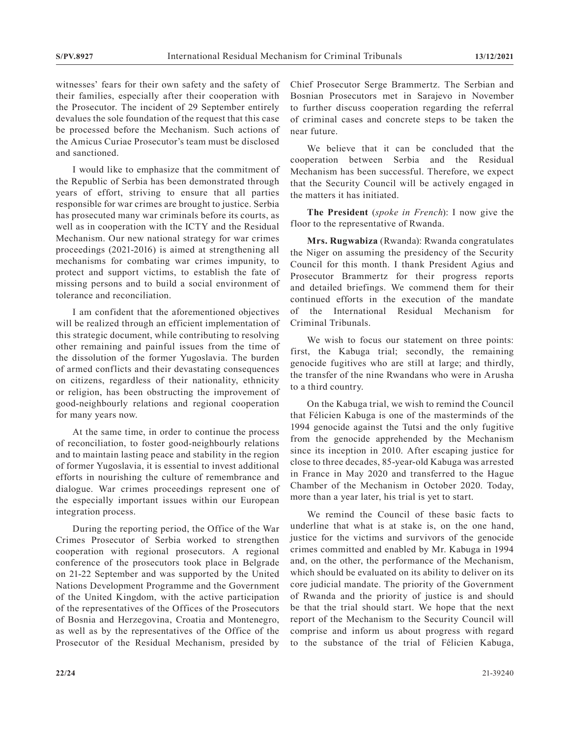witnesses' fears for their own safety and the safety of their families, especially after their cooperation with the Prosecutor. The incident of 29 September entirely devalues the sole foundation of the request that this case be processed before the Mechanism. Such actions of the Amicus Curiae Prosecutor's team must be disclosed and sanctioned.

I would like to emphasize that the commitment of the Republic of Serbia has been demonstrated through years of effort, striving to ensure that all parties responsible for war crimes are brought to justice. Serbia has prosecuted many war criminals before its courts, as well as in cooperation with the ICTY and the Residual Mechanism. Our new national strategy for war crimes proceedings (2021-2016) is aimed at strengthening all mechanisms for combating war crimes impunity, to protect and support victims, to establish the fate of missing persons and to build a social environment of tolerance and reconciliation.

I am confident that the aforementioned objectives will be realized through an efficient implementation of this strategic document, while contributing to resolving other remaining and painful issues from the time of the dissolution of the former Yugoslavia. The burden of armed conflicts and their devastating consequences on citizens, regardless of their nationality, ethnicity or religion, has been obstructing the improvement of good-neighbourly relations and regional cooperation for many years now.

At the same time, in order to continue the process of reconciliation, to foster good-neighbourly relations and to maintain lasting peace and stability in the region of former Yugoslavia, it is essential to invest additional efforts in nourishing the culture of remembrance and dialogue. War crimes proceedings represent one of the especially important issues within our European integration process.

During the reporting period, the Office of the War Crimes Prosecutor of Serbia worked to strengthen cooperation with regional prosecutors. A regional conference of the prosecutors took place in Belgrade on 21-22 September and was supported by the United Nations Development Programme and the Government of the United Kingdom, with the active participation of the representatives of the Offices of the Prosecutors of Bosnia and Herzegovina, Croatia and Montenegro, as well as by the representatives of the Office of the Prosecutor of the Residual Mechanism, presided by Chief Prosecutor Serge Brammertz. The Serbian and Bosnian Prosecutors met in Sarajevo in November to further discuss cooperation regarding the referral of criminal cases and concrete steps to be taken the near future.

We believe that it can be concluded that the cooperation between Serbia and the Residual Mechanism has been successful. Therefore, we expect that the Security Council will be actively engaged in the matters it has initiated.

**The President** (*spoke in French*): I now give the floor to the representative of Rwanda.

**Mrs. Rugwabiza** (Rwanda): Rwanda congratulates the Niger on assuming the presidency of the Security Council for this month. I thank President Agius and Prosecutor Brammertz for their progress reports and detailed briefings. We commend them for their continued efforts in the execution of the mandate of the International Residual Mechanism for Criminal Tribunals.

We wish to focus our statement on three points: first, the Kabuga trial; secondly, the remaining genocide fugitives who are still at large; and thirdly, the transfer of the nine Rwandans who were in Arusha to a third country.

On the Kabuga trial, we wish to remind the Council that Félicien Kabuga is one of the masterminds of the 1994 genocide against the Tutsi and the only fugitive from the genocide apprehended by the Mechanism since its inception in 2010. After escaping justice for close to three decades, 85-year-old Kabuga was arrested in France in May 2020 and transferred to the Hague Chamber of the Mechanism in October 2020. Today, more than a year later, his trial is yet to start.

We remind the Council of these basic facts to underline that what is at stake is, on the one hand, justice for the victims and survivors of the genocide crimes committed and enabled by Mr. Kabuga in 1994 and, on the other, the performance of the Mechanism, which should be evaluated on its ability to deliver on its core judicial mandate. The priority of the Government of Rwanda and the priority of justice is and should be that the trial should start. We hope that the next report of the Mechanism to the Security Council will comprise and inform us about progress with regard to the substance of the trial of Félicien Kabuga,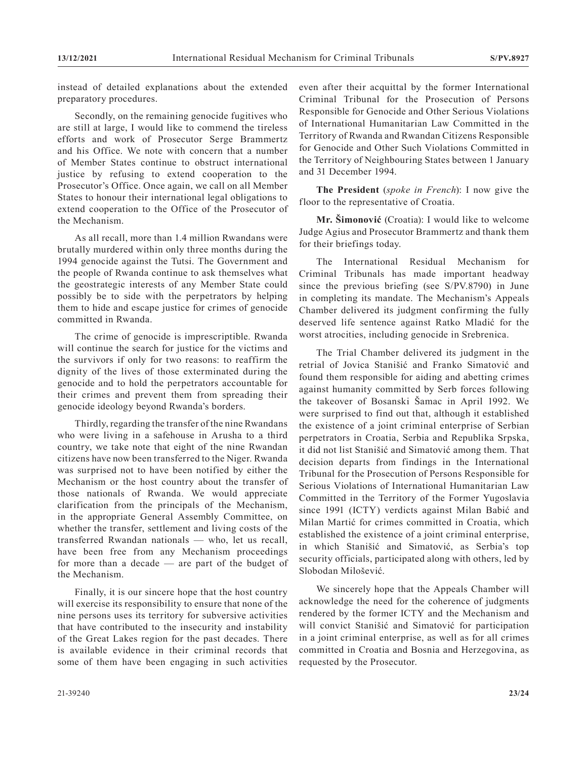instead of detailed explanations about the extended preparatory procedures.

Secondly, on the remaining genocide fugitives who are still at large, I would like to commend the tireless efforts and work of Prosecutor Serge Brammertz and his Office. We note with concern that a number of Member States continue to obstruct international justice by refusing to extend cooperation to the Prosecutor's Office. Once again, we call on all Member States to honour their international legal obligations to extend cooperation to the Office of the Prosecutor of the Mechanism.

As all recall, more than 1.4 million Rwandans were brutally murdered within only three months during the 1994 genocide against the Tutsi. The Government and the people of Rwanda continue to ask themselves what the geostrategic interests of any Member State could possibly be to side with the perpetrators by helping them to hide and escape justice for crimes of genocide committed in Rwanda.

The crime of genocide is imprescriptible. Rwanda will continue the search for justice for the victims and the survivors if only for two reasons: to reaffirm the dignity of the lives of those exterminated during the genocide and to hold the perpetrators accountable for their crimes and prevent them from spreading their genocide ideology beyond Rwanda's borders.

Thirdly, regarding the transfer of the nine Rwandans who were living in a safehouse in Arusha to a third country, we take note that eight of the nine Rwandan citizens have now been transferred to the Niger. Rwanda was surprised not to have been notified by either the Mechanism or the host country about the transfer of those nationals of Rwanda. We would appreciate clarification from the principals of the Mechanism, in the appropriate General Assembly Committee, on whether the transfer, settlement and living costs of the transferred Rwandan nationals — who, let us recall, have been free from any Mechanism proceedings for more than a decade — are part of the budget of the Mechanism.

Finally, it is our sincere hope that the host country will exercise its responsibility to ensure that none of the nine persons uses its territory for subversive activities that have contributed to the insecurity and instability of the Great Lakes region for the past decades. There is available evidence in their criminal records that some of them have been engaging in such activities even after their acquittal by the former International Criminal Tribunal for the Prosecution of Persons Responsible for Genocide and Other Serious Violations of International Humanitarian Law Committed in the Territory of Rwanda and Rwandan Citizens Responsible for Genocide and Other Such Violations Committed in the Territory of Neighbouring States between 1 January and 31 December 1994.

**The President** (*spoke in French*): I now give the floor to the representative of Croatia.

**Mr. Šimonović** (Croatia): I would like to welcome Judge Agius and Prosecutor Brammertz and thank them for their briefings today.

The International Residual Mechanism for Criminal Tribunals has made important headway since the previous briefing (see S/PV.8790) in June in completing its mandate. The Mechanism's Appeals Chamber delivered its judgment confirming the fully deserved life sentence against Ratko Mladić for the worst atrocities, including genocide in Srebrenica.

The Trial Chamber delivered its judgment in the retrial of Jovica Stanišić and Franko Simatović and found them responsible for aiding and abetting crimes against humanity committed by Serb forces following the takeover of Bosanski Šamac in April 1992. We were surprised to find out that, although it established the existence of a joint criminal enterprise of Serbian perpetrators in Croatia, Serbia and Republika Srpska, it did not list Stanišić and Simatović among them. That decision departs from findings in the International Tribunal for the Prosecution of Persons Responsible for Serious Violations of International Humanitarian Law Committed in the Territory of the Former Yugoslavia since 1991 (ICTY) verdicts against Milan Babić and Milan Martić for crimes committed in Croatia, which established the existence of a joint criminal enterprise, in which Stanišić and Simatović, as Serbia's top security officials, participated along with others, led by Slobodan Milošević.

We sincerely hope that the Appeals Chamber will acknowledge the need for the coherence of judgments rendered by the former ICTY and the Mechanism and will convict Stanišić and Simatović for participation in a joint criminal enterprise, as well as for all crimes committed in Croatia and Bosnia and Herzegovina, as requested by the Prosecutor.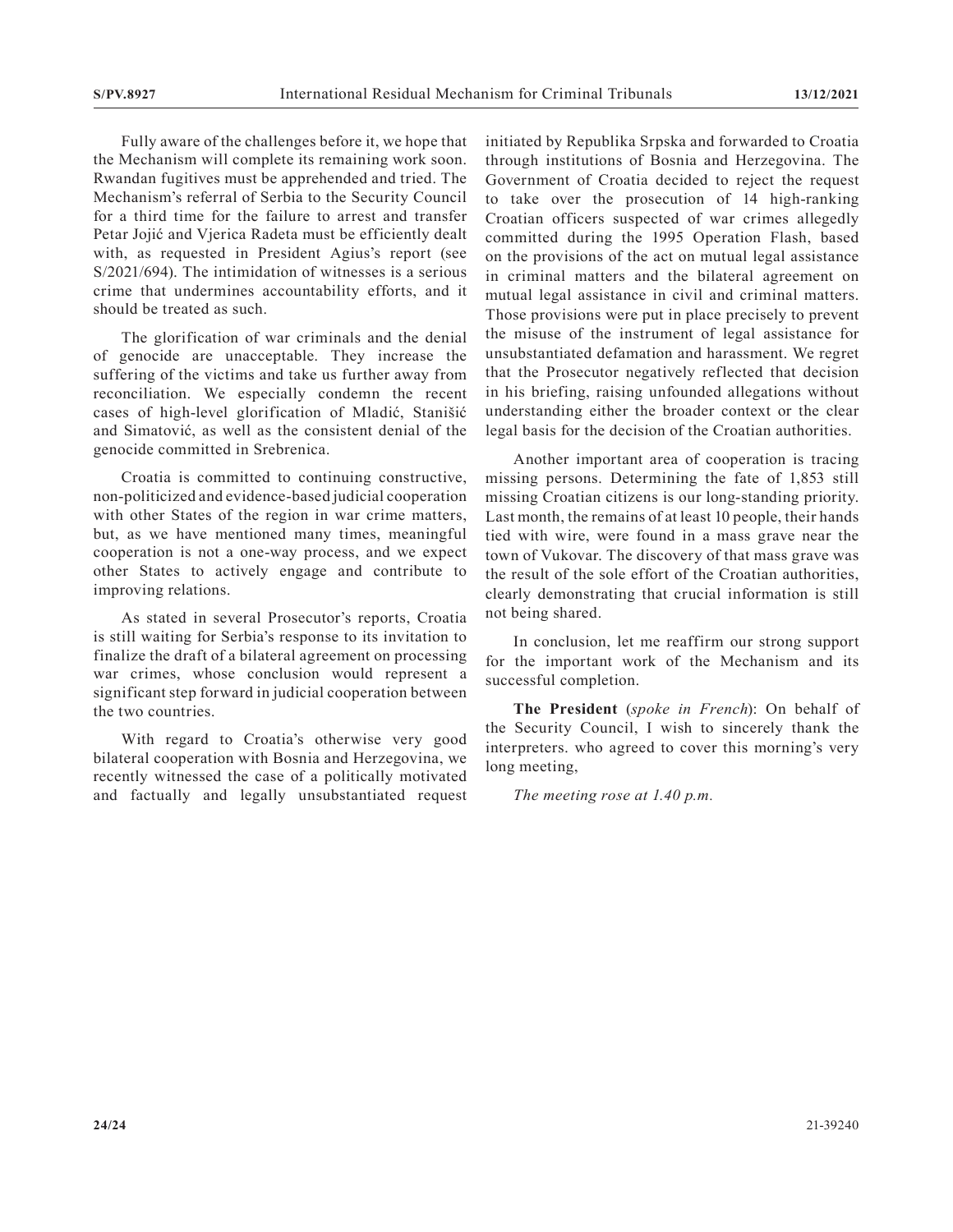Fully aware of the challenges before it, we hope that the Mechanism will complete its remaining work soon. Rwandan fugitives must be apprehended and tried. The Mechanism's referral of Serbia to the Security Council for a third time for the failure to arrest and transfer Petar Jojić and Vjerica Radeta must be efficiently dealt with, as requested in President Agius's report (see S/2021/694). The intimidation of witnesses is a serious crime that undermines accountability efforts, and it should be treated as such.

The glorification of war criminals and the denial of genocide are unacceptable. They increase the suffering of the victims and take us further away from reconciliation. We especially condemn the recent cases of high-level glorification of Mladić, Stanišić and Simatović, as well as the consistent denial of the genocide committed in Srebrenica.

Croatia is committed to continuing constructive, non-politicized and evidence-based judicial cooperation with other States of the region in war crime matters, but, as we have mentioned many times, meaningful cooperation is not a one-way process, and we expect other States to actively engage and contribute to improving relations.

As stated in several Prosecutor's reports, Croatia is still waiting for Serbia's response to its invitation to finalize the draft of a bilateral agreement on processing war crimes, whose conclusion would represent a significant step forward in judicial cooperation between the two countries.

With regard to Croatia's otherwise very good bilateral cooperation with Bosnia and Herzegovina, we recently witnessed the case of a politically motivated and factually and legally unsubstantiated request initiated by Republika Srpska and forwarded to Croatia through institutions of Bosnia and Herzegovina. The Government of Croatia decided to reject the request to take over the prosecution of 14 high-ranking Croatian officers suspected of war crimes allegedly committed during the 1995 Operation Flash, based on the provisions of the act on mutual legal assistance in criminal matters and the bilateral agreement on mutual legal assistance in civil and criminal matters. Those provisions were put in place precisely to prevent the misuse of the instrument of legal assistance for unsubstantiated defamation and harassment. We regret that the Prosecutor negatively reflected that decision in his briefing, raising unfounded allegations without understanding either the broader context or the clear legal basis for the decision of the Croatian authorities.

Another important area of cooperation is tracing missing persons. Determining the fate of 1,853 still missing Croatian citizens is our long-standing priority. Last month, the remains of at least 10 people, their hands tied with wire, were found in a mass grave near the town of Vukovar. The discovery of that mass grave was the result of the sole effort of the Croatian authorities, clearly demonstrating that crucial information is still not being shared.

In conclusion, let me reaffirm our strong support for the important work of the Mechanism and its successful completion.

**The President** (*spoke in French*): On behalf of the Security Council, I wish to sincerely thank the interpreters. who agreed to cover this morning's very long meeting,

*The meeting rose at 1.40 p.m.*